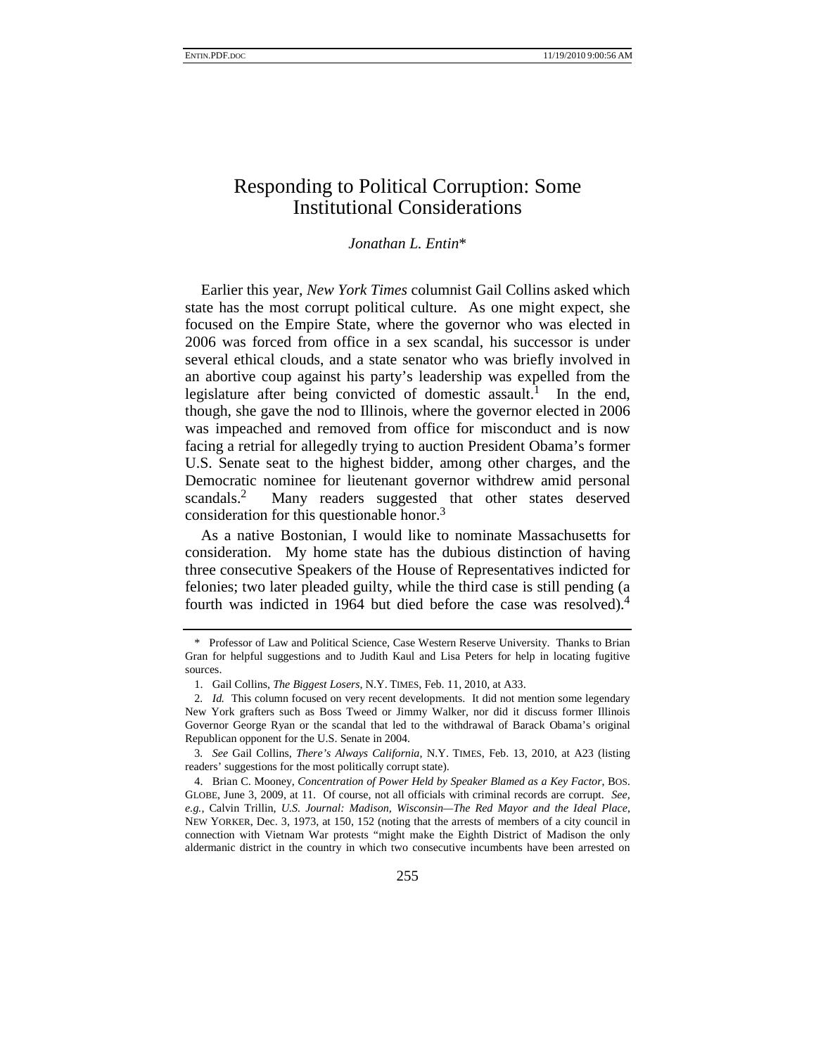# Responding to Political Corruption: Some Institutional Considerations

*Jonathan L. Entin*\*

Earlier this year, *New York Times* columnist Gail Collins asked which state has the most corrupt political culture. As one might expect, she focused on the Empire State, where the governor who was elected in 2006 was forced from office in a sex scandal, his successor is under several ethical clouds, and a state senator who was briefly involved in an abortive coup against his party's leadership was expelled from the legislature after being convicted of domestic assault.[1] In the end, though, she gave the nod to Illinois, where the governor elected in 2006 was impeached and removed from office for misconduct and is now facing a retrial for allegedly trying to auction President Obama's former U.S. Senate seat to the highest bidder, among other charges, and the Democratic nominee for lieutenant governor withdrew amid personal scandals.[2] Many readers suggested that other states deserved consideration for this questionable honor.[3]

As a native Bostonian, I would like to nominate Massachusetts for consideration. My home state has the dubious distinction of having three consecutive Speakers of the House of Representatives indicted for felonies; two later pleaded guilty, while the third case is still pending (a fourth was indicted in 1964 but died before the case was resolved).[4]

---

\* Professor of Law and Political Science, Case Western Reserve University. Thanks to Brian Gran for helpful suggestions and to Judith Kaul and Lisa Peters for help in locating fugitive sources.

1. Gail Collins, *The Biggest Losers*, N.Y. TIMES, Feb. 11, 2010, at A33.

2. *Id.* This column focused on very recent developments. It did not mention some legendary New York grafters such as Boss Tweed or Jimmy Walker, nor did it discuss former Illinois Governor George Ryan or the scandal that led to the withdrawal of Barack Obama's original Republican opponent for the U.S. Senate in 2004.

3. *See* Gail Collins, *There's Always California*, N.Y. TIMES, Feb. 13, 2010, at A23 (listing readers' suggestions for the most politically corrupt state).

4. Brian C. Mooney, *Concentration of Power Held by Speaker Blamed as a Key Factor*, BOS. GLOBE, June 3, 2009, at 11. Of course, not all officials with criminal records are corrupt. *See, e.g.*, Calvin Trillin, *U.S. Journal: Madison, Wisconsin—The Red Mayor and the Ideal Place*, NEW YORKER, Dec. 3, 1973, at 150, 152 (noting that the arrests of members of a city council in connection with Vietnam War protests "might make the Eighth District of Madison the only aldermanic district in the country in which two consecutive incumbents have been arrested on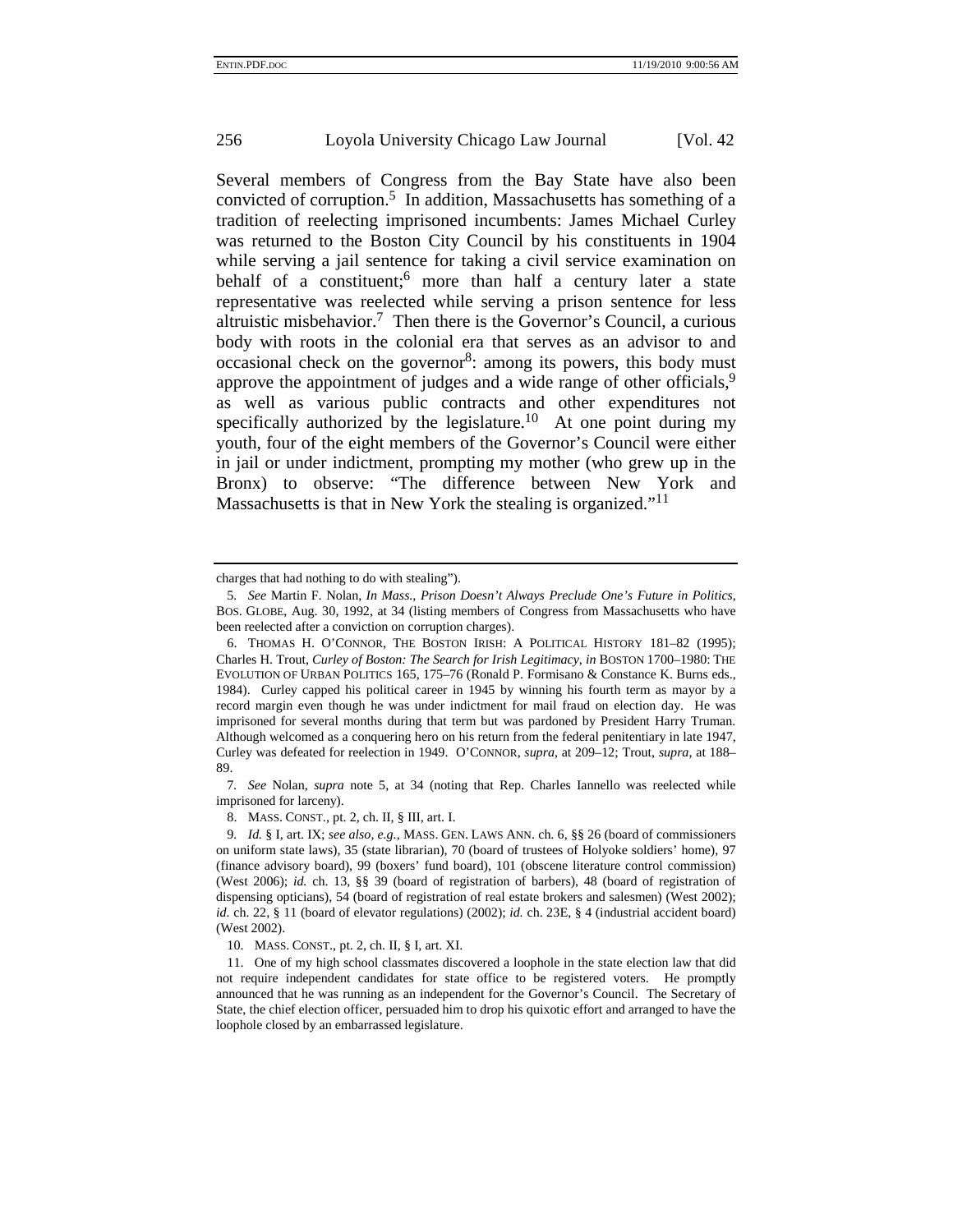Several members of Congress from the Bay State have also been convicted of corruption.[5] In addition, Massachusetts has something of a tradition of reelecting imprisoned incumbents: James Michael Curley was returned to the Boston City Council by his constituents in 1904 while serving a jail sentence for taking a civil service examination on behalf of a constituent;[6] more than half a century later a state representative was reelected while serving a prison sentence for less altruistic misbehavior.[7] Then there is the Governor's Council, a curious body with roots in the colonial era that serves as an advisor to and occasional check on the governor[8]: among its powers, this body must approve the appointment of judges and a wide range of other officials,[9] as well as various public contracts and other expenditures not specifically authorized by the legislature.[10] At one point during my youth, four of the eight members of the Governor's Council were either in jail or under indictment, prompting my mother (who grew up in the Bronx) to observe: "The difference between New York and Massachusetts is that in New York the stealing is organized."[11]

---

charges that had nothing to do with stealing").

5. *See* Martin F. Nolan, *In Mass., Prison Doesn't Always Preclude One's Future in Politics*, BOS. GLOBE, Aug. 30, 1992, at 34 (listing members of Congress from Massachusetts who have been reelected after a conviction on corruption charges).

6. THOMAS H. O'CONNOR, THE BOSTON IRISH: A POLITICAL HISTORY 181–82 (1995); Charles H. Trout, *Curley of Boston: The Search for Irish Legitimacy*, *in* BOSTON 1700–1980: THE EVOLUTION OF URBAN POLITICS 165, 175–76 (Ronald P. Formisano & Constance K. Burns eds., 1984). Curley capped his political career in 1945 by winning his fourth term as mayor by a record margin even though he was under indictment for mail fraud on election day. He was imprisoned for several months during that term but was pardoned by President Harry Truman. Although welcomed as a conquering hero on his return from the federal penitentiary in late 1947, Curley was defeated for reelection in 1949. O'CONNOR, *supra*, at 209–12; Trout, *supra*, at 188–89.

7. *See* Nolan, *supra* note 5, at 34 (noting that Rep. Charles Iannello was reelected while imprisoned for larceny).

8. MASS. CONST., pt. 2, ch. II, § III, art. I.

9. *Id.* § I, art. IX; *see also, e.g.*, MASS. GEN. LAWS ANN. ch. 6, §§ 26 (board of commissioners on uniform state laws), 35 (state librarian), 70 (board of trustees of Holyoke soldiers' home), 97 (finance advisory board), 99 (boxers' fund board), 101 (obscene literature control commission) (West 2006); *id.* ch. 13, §§ 39 (board of registration of barbers), 48 (board of registration of dispensing opticians), 54 (board of registration of real estate brokers and salesmen) (West 2002); *id.* ch. 22, § 11 (board of elevator regulations) (2002); *id.* ch. 23E, § 4 (industrial accident board) (West 2002).

10. MASS. CONST., pt. 2, ch. II, § I, art. XI.

11. One of my high school classmates discovered a loophole in the state election law that did not require independent candidates for state office to be registered voters. He promptly announced that he was running as an independent for the Governor's Council. The Secretary of State, the chief election officer, persuaded him to drop his quixotic effort and arranged to have the loophole closed by an embarrassed legislature.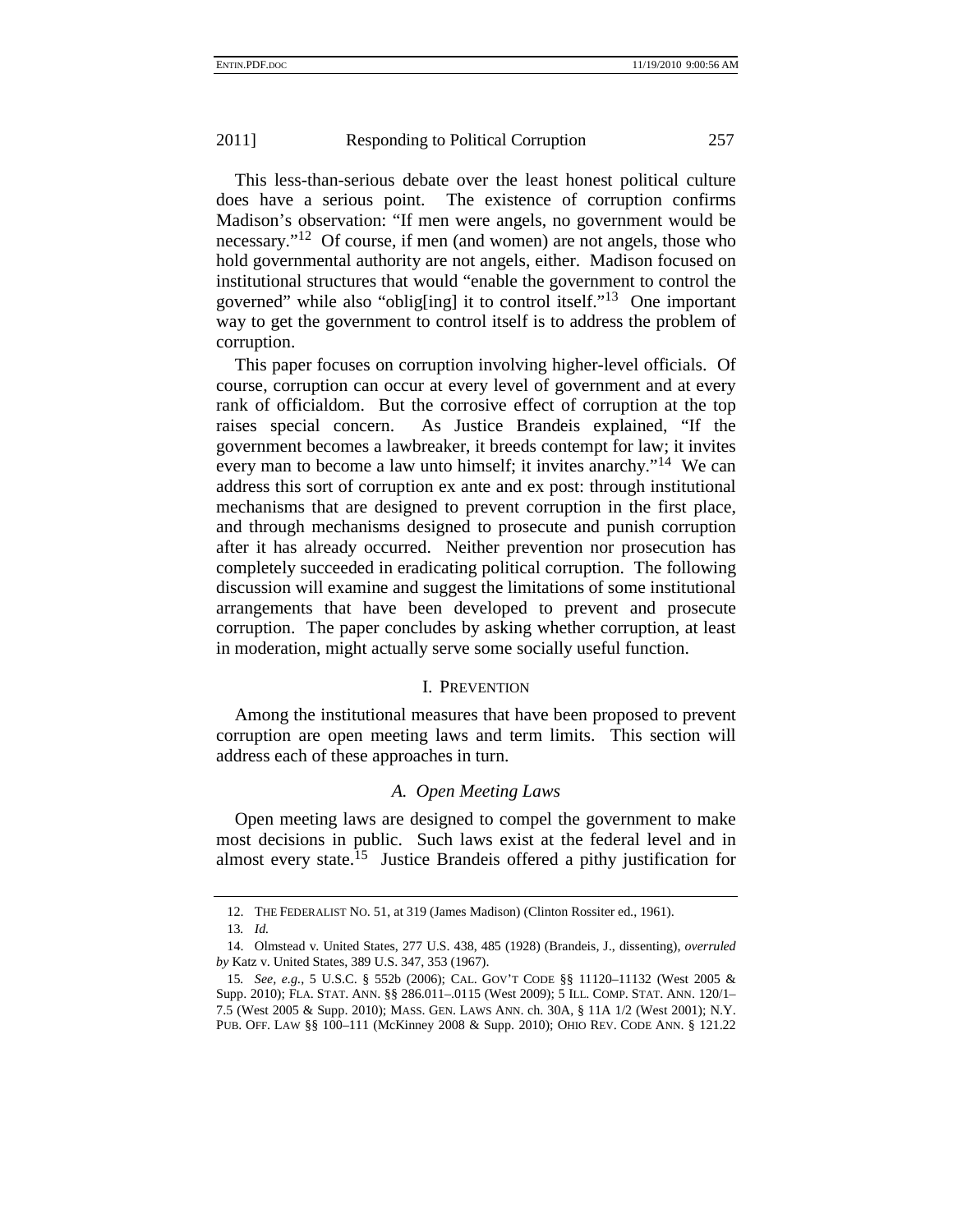This less-than-serious debate over the least honest political culture does have a serious point. The existence of corruption confirms Madison's observation: "If men were angels, no government would be necessary."[12] Of course, if men (and women) are not angels, those who hold governmental authority are not angels, either. Madison focused on institutional structures that would "enable the government to control the governed" while also "oblig[ing] it to control itself."[13] One important way to get the government to control itself is to address the problem of corruption.

This paper focuses on corruption involving higher-level officials. Of course, corruption can occur at every level of government and at every rank of officialdom. But the corrosive effect of corruption at the top raises special concern. As Justice Brandeis explained, "If the government becomes a lawbreaker, it breeds contempt for law; it invites every man to become a law unto himself; it invites anarchy."[14] We can address this sort of corruption ex ante and ex post: through institutional mechanisms that are designed to prevent corruption in the first place, and through mechanisms designed to prosecute and punish corruption after it has already occurred. Neither prevention nor prosecution has completely succeeded in eradicating political corruption. The following discussion will examine and suggest the limitations of some institutional arrangements that have been developed to prevent and prosecute corruption. The paper concludes by asking whether corruption, at least in moderation, might actually serve some socially useful function.

## I. PREVENTION

Among the institutional measures that have been proposed to prevent corruption are open meeting laws and term limits. This section will address each of these approaches in turn.

### *A. Open Meeting Laws*

Open meeting laws are designed to compel the government to make most decisions in public. Such laws exist at the federal level and in almost every state.[15] Justice Brandeis offered a pithy justification for

---

12. THE FEDERALIST NO. 51, at 319 (James Madison) (Clinton Rossiter ed., 1961).

13. *Id.*

14. Olmstead v. United States, 277 U.S. 438, 485 (1928) (Brandeis, J., dissenting), *overruled by* Katz v. United States, 389 U.S. 347, 353 (1967).

15. *See, e.g.*, 5 U.S.C. § 552b (2006); CAL. GOV'T CODE §§ 11120–11132 (West 2005 & Supp. 2010); FLA. STAT. ANN. §§ 286.011–.0115 (West 2009); 5 ILL. COMP. STAT. ANN. 120/1–7.5 (West 2005 & Supp. 2010); MASS. GEN. LAWS ANN. ch. 30A, § 11A 1/2 (West 2001); N.Y. PUB. OFF. LAW §§ 100–111 (McKinney 2008 & Supp. 2010); OHIO REV. CODE ANN. § 121.22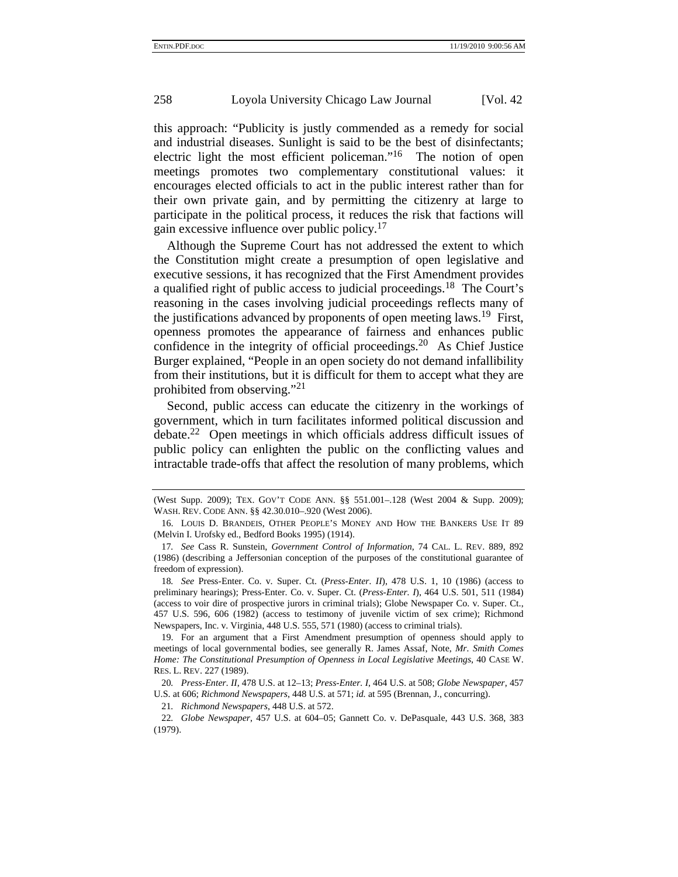this approach: "Publicity is justly commended as a remedy for social and industrial diseases. Sunlight is said to be the best of disinfectants; electric light the most efficient policeman."[16] The notion of open meetings promotes two complementary constitutional values: it encourages elected officials to act in the public interest rather than for their own private gain, and by permitting the citizenry at large to participate in the political process, it reduces the risk that factions will gain excessive influence over public policy.[17]

Although the Supreme Court has not addressed the extent to which the Constitution might create a presumption of open legislative and executive sessions, it has recognized that the First Amendment provides a qualified right of public access to judicial proceedings.[18] The Court's reasoning in the cases involving judicial proceedings reflects many of the justifications advanced by proponents of open meeting laws.[19] First, openness promotes the appearance of fairness and enhances public confidence in the integrity of official proceedings.[20] As Chief Justice Burger explained, "People in an open society do not demand infallibility from their institutions, but it is difficult for them to accept what they are prohibited from observing."[21]

Second, public access can educate the citizenry in the workings of government, which in turn facilitates informed political discussion and debate.[22] Open meetings in which officials address difficult issues of public policy can enlighten the public on the conflicting values and intractable trade-offs that affect the resolution of many problems, which

---

(West Supp. 2009); TEX. GOV'T CODE ANN. §§ 551.001–.128 (West 2004 & Supp. 2009); WASH. REV. CODE ANN. §§ 42.30.010–.920 (West 2006).

16. LOUIS D. BRANDEIS, OTHER PEOPLE'S MONEY AND HOW THE BANKERS USE IT 89 (Melvin I. Urofsky ed., Bedford Books 1995) (1914).

17. *See* Cass R. Sunstein, *Government Control of Information*, 74 CAL. L. REV. 889, 892 (1986) (describing a Jeffersonian conception of the purposes of the constitutional guarantee of freedom of expression).

18. *See* Press-Enter. Co. v. Super. Ct. (*Press-Enter. II*), 478 U.S. 1, 10 (1986) (access to preliminary hearings); Press-Enter. Co. v. Super. Ct. (*Press-Enter. I*), 464 U.S. 501, 511 (1984) (access to voir dire of prospective jurors in criminal trials); Globe Newspaper Co. v. Super. Ct., 457 U.S. 596, 606 (1982) (access to testimony of juvenile victim of sex crime); Richmond Newspapers, Inc. v. Virginia, 448 U.S. 555, 571 (1980) (access to criminal trials).

19. For an argument that a First Amendment presumption of openness should apply to meetings of local governmental bodies, see generally R. James Assaf, Note, *Mr. Smith Comes Home: The Constitutional Presumption of Openness in Local Legislative Meetings*, 40 CASE W. RES. L. REV. 227 (1989).

20. *Press-Enter. II*, 478 U.S. at 12–13; *Press-Enter. I*, 464 U.S. at 508; *Globe Newspaper*, 457 U.S. at 606; *Richmond Newspapers*, 448 U.S. at 571; *id.* at 595 (Brennan, J., concurring).

21. *Richmond Newspapers*, 448 U.S. at 572.

22. *Globe Newspaper*, 457 U.S. at 604–05; Gannett Co. v. DePasquale, 443 U.S. 368, 383 (1979).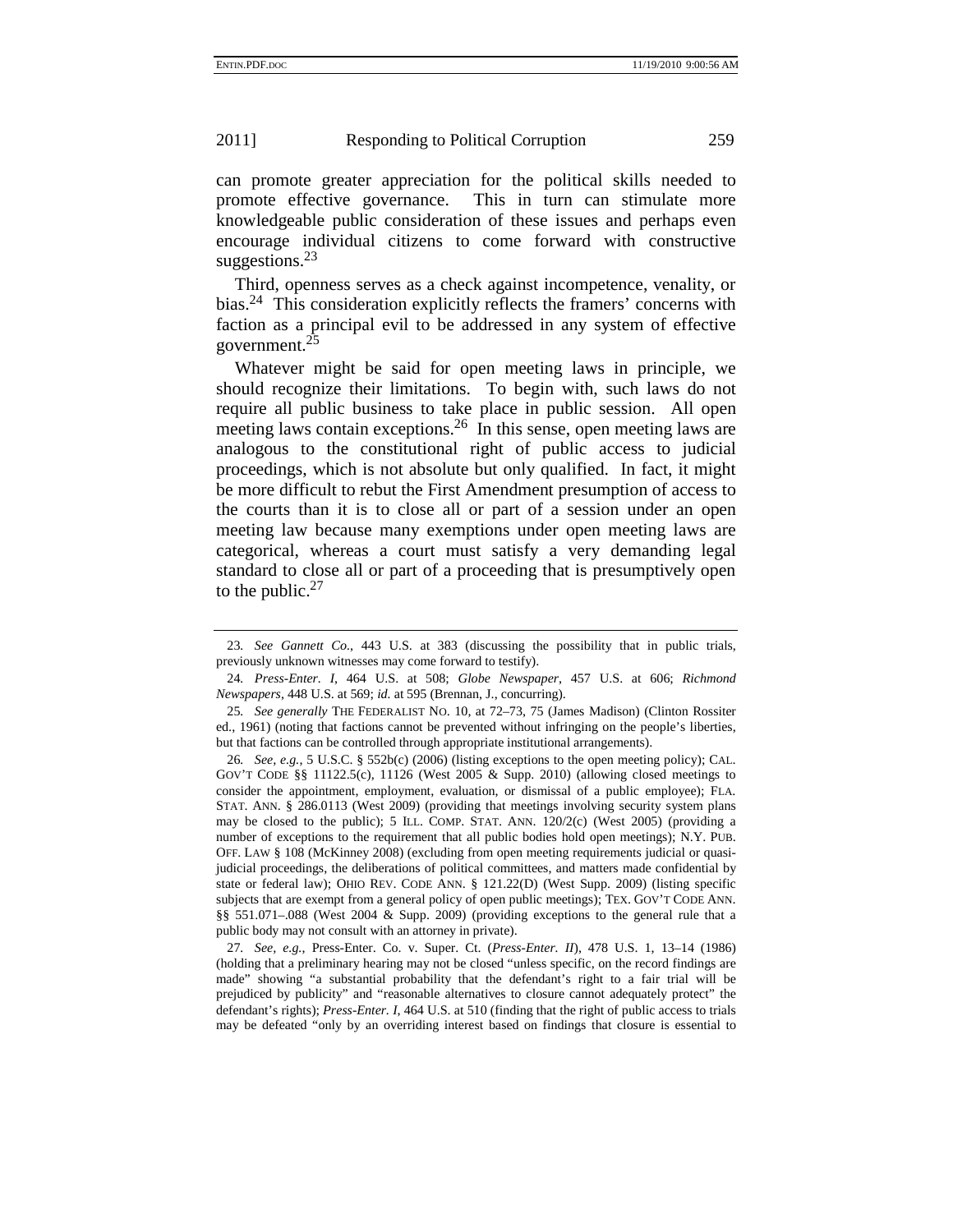can promote greater appreciation for the political skills needed to promote effective governance. This in turn can stimulate more knowledgeable public consideration of these issues and perhaps even encourage individual citizens to come forward with constructive suggestions.[23]

Third, openness serves as a check against incompetence, venality, or bias.[24] This consideration explicitly reflects the framers' concerns with faction as a principal evil to be addressed in any system of effective government.[25]

Whatever might be said for open meeting laws in principle, we should recognize their limitations. To begin with, such laws do not require all public business to take place in public session. All open meeting laws contain exceptions.[26] In this sense, open meeting laws are analogous to the constitutional right of public access to judicial proceedings, which is not absolute but only qualified. In fact, it might be more difficult to rebut the First Amendment presumption of access to the courts than it is to close all or part of a session under an open meeting law because many exemptions under open meeting laws are categorical, whereas a court must satisfy a very demanding legal standard to close all or part of a proceeding that is presumptively open to the public.[27]

---

23. *See Gannett Co.*, 443 U.S. at 383 (discussing the possibility that in public trials, previously unknown witnesses may come forward to testify).

24. *Press-Enter. I*, 464 U.S. at 508; *Globe Newspaper*, 457 U.S. at 606; *Richmond Newspapers*, 448 U.S. at 569; *id.* at 595 (Brennan, J., concurring).

25. *See generally* THE FEDERALIST NO. 10, at 72–73, 75 (James Madison) (Clinton Rossiter ed., 1961) (noting that factions cannot be prevented without infringing on the people's liberties, but that factions can be controlled through appropriate institutional arrangements).

26. *See, e.g.*, 5 U.S.C. § 552b(c) (2006) (listing exceptions to the open meeting policy); CAL. GOV'T CODE §§ 11122.5(c), 11126 (West 2005 & Supp. 2010) (allowing closed meetings to consider the appointment, employment, evaluation, or dismissal of a public employee); FLA. STAT. ANN. § 286.0113 (West 2009) (providing that meetings involving security system plans may be closed to the public); 5 ILL. COMP. STAT. ANN. 120/2(c) (West 2005) (providing a number of exceptions to the requirement that all public bodies hold open meetings); N.Y. PUB. OFF. LAW § 108 (McKinney 2008) (excluding from open meeting requirements judicial or quasi-judicial proceedings, the deliberations of political committees, and matters made confidential by state or federal law); OHIO REV. CODE ANN. § 121.22(D) (West Supp. 2009) (listing specific subjects that are exempt from a general policy of open public meetings); TEX. GOV'T CODE ANN. §§ 551.071–.088 (West 2004 & Supp. 2009) (providing exceptions to the general rule that a public body may not consult with an attorney in private).

27. *See, e.g.*, Press-Enter. Co. v. Super. Ct. (*Press-Enter. II*), 478 U.S. 1, 13–14 (1986) (holding that a preliminary hearing may not be closed "unless specific, on the record findings are made" showing "a substantial probability that the defendant's right to a fair trial will be prejudiced by publicity" and "reasonable alternatives to closure cannot adequately protect" the defendant's rights); *Press-Enter. I*, 464 U.S. at 510 (finding that the right of public access to trials may be defeated "only by an overriding interest based on findings that closure is essential to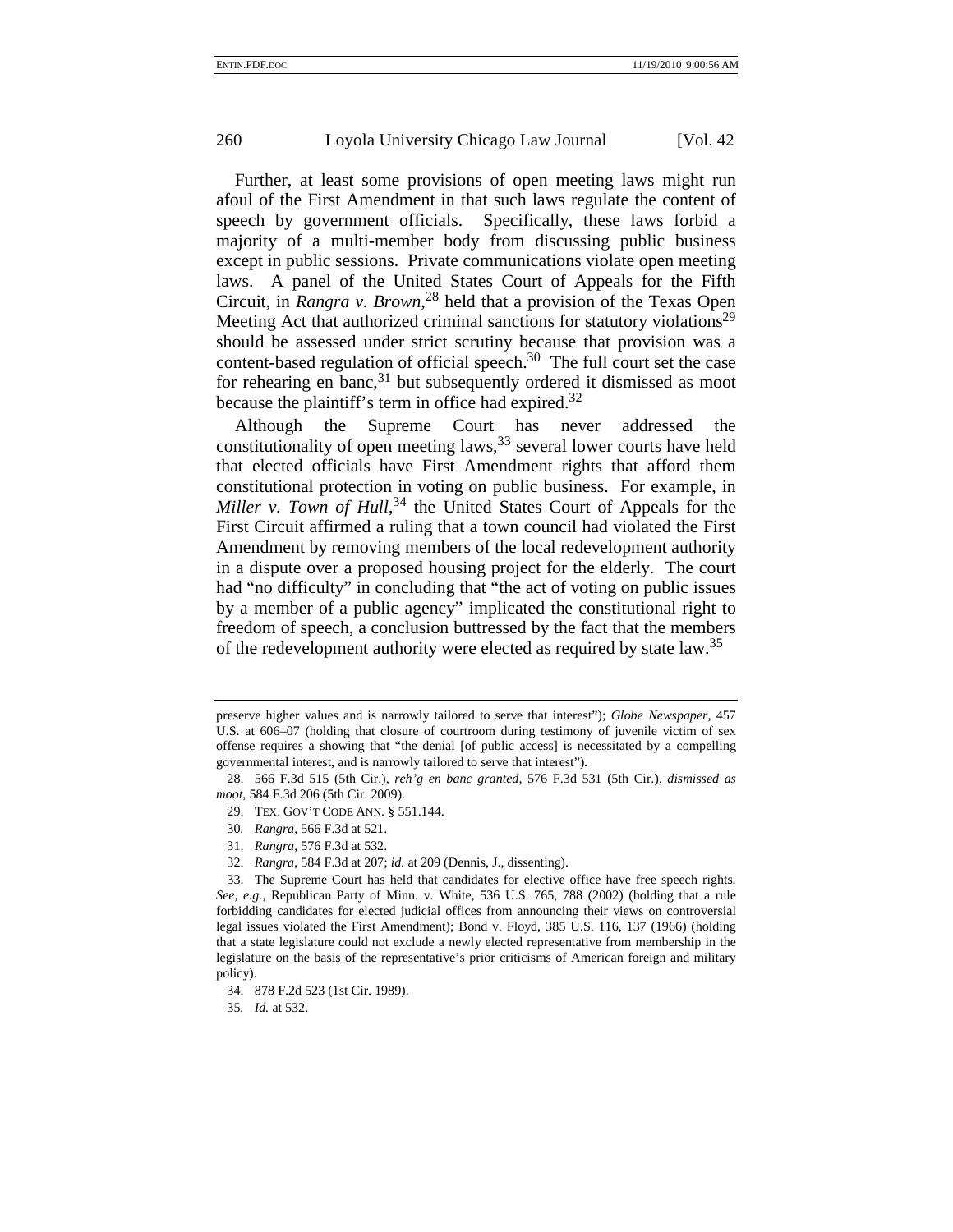Further, at least some provisions of open meeting laws might run afoul of the First Amendment in that such laws regulate the content of speech by government officials. Specifically, these laws forbid a majority of a multi-member body from discussing public business except in public sessions. Private communications violate open meeting laws. A panel of the United States Court of Appeals for the Fifth Circuit, in *Rangra v. Brown*,[28] held that a provision of the Texas Open Meeting Act that authorized criminal sanctions for statutory violations[29] should be assessed under strict scrutiny because that provision was a content-based regulation of official speech.[30] The full court set the case for rehearing en banc,[31] but subsequently ordered it dismissed as moot because the plaintiff's term in office had expired.[32]

Although the Supreme Court has never addressed the constitutionality of open meeting laws,[33] several lower courts have held that elected officials have First Amendment rights that afford them constitutional protection in voting on public business. For example, in *Miller v. Town of Hull*,[34] the United States Court of Appeals for the First Circuit affirmed a ruling that a town council had violated the First Amendment by removing members of the local redevelopment authority in a dispute over a proposed housing project for the elderly. The court had "no difficulty" in concluding that "the act of voting on public issues by a member of a public agency" implicated the constitutional right to freedom of speech, a conclusion buttressed by the fact that the members of the redevelopment authority were elected as required by state law.[35]

---

preserve higher values and is narrowly tailored to serve that interest"); *Globe Newspaper*, 457 U.S. at 606–07 (holding that closure of courtroom during testimony of juvenile victim of sex offense requires a showing that "the denial [of public access] is necessitated by a compelling governmental interest, and is narrowly tailored to serve that interest").

28. 566 F.3d 515 (5th Cir.), *reh'g en banc granted*, 576 F.3d 531 (5th Cir.), *dismissed as moot*, 584 F.3d 206 (5th Cir. 2009).

29. TEX. GOV'T CODE ANN. § 551.144.

30. *Rangra*, 566 F.3d at 521.

31. *Rangra*, 576 F.3d at 532.

32. *Rangra*, 584 F.3d at 207; *id.* at 209 (Dennis, J., dissenting).

33. The Supreme Court has held that candidates for elective office have free speech rights. *See, e.g.*, Republican Party of Minn. v. White, 536 U.S. 765, 788 (2002) (holding that a rule forbidding candidates for elected judicial offices from announcing their views on controversial legal issues violated the First Amendment); Bond v. Floyd, 385 U.S. 116, 137 (1966) (holding that a state legislature could not exclude a newly elected representative from membership in the legislature on the basis of the representative's prior criticisms of American foreign and military policy).

34. 878 F.2d 523 (1st Cir. 1989).

35. *Id.* at 532.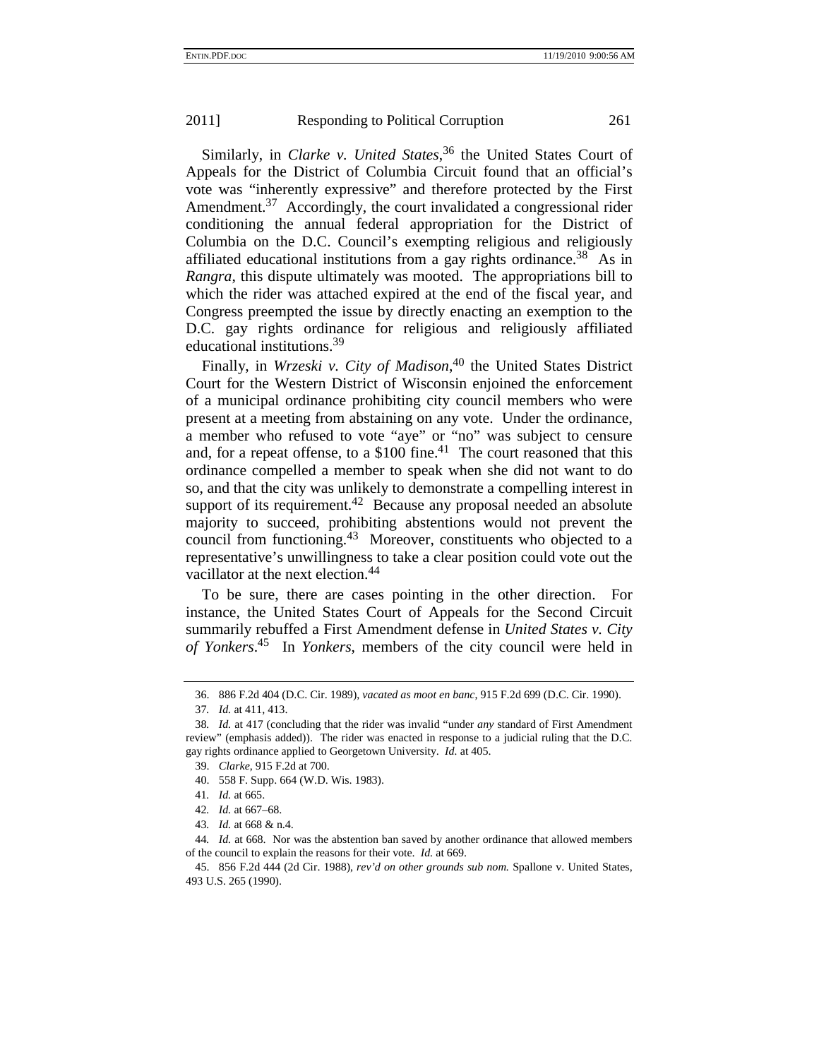Similarly, in *Clarke v. United States*,[36] the United States Court of Appeals for the District of Columbia Circuit found that an official's vote was "inherently expressive" and therefore protected by the First Amendment.[37] Accordingly, the court invalidated a congressional rider conditioning the annual federal appropriation for the District of Columbia on the D.C. Council's exempting religious and religiously affiliated educational institutions from a gay rights ordinance.[38] As in *Rangra*, this dispute ultimately was mooted. The appropriations bill to which the rider was attached expired at the end of the fiscal year, and Congress preempted the issue by directly enacting an exemption to the D.C. gay rights ordinance for religious and religiously affiliated educational institutions.[39]

Finally, in *Wrzeski v. City of Madison*,[40] the United States District Court for the Western District of Wisconsin enjoined the enforcement of a municipal ordinance prohibiting city council members who were present at a meeting from abstaining on any vote. Under the ordinance, a member who refused to vote "aye" or "no" was subject to censure and, for a repeat offense, to a $100 fine.[41] The court reasoned that this ordinance compelled a member to speak when she did not want to do so, and that the city was unlikely to demonstrate a compelling interest in support of its requirement.[42] Because any proposal needed an absolute majority to succeed, prohibiting abstentions would not prevent the council from functioning.[43] Moreover, constituents who objected to a representative's unwillingness to take a clear position could vote out the vacillator at the next election.[44]

To be sure, there are cases pointing in the other direction. For instance, the United States Court of Appeals for the Second Circuit summarily rebuffed a First Amendment defense in *United States v. City of Yonkers*.[45] In *Yonkers*, members of the city council were held in

---

36. 886 F.2d 404 (D.C. Cir. 1989), *vacated as moot en banc*, 915 F.2d 699 (D.C. Cir. 1990).

37. *Id.* at 411, 413.

38. *Id.* at 417 (concluding that the rider was invalid "under *any* standard of First Amendment review" (emphasis added)). The rider was enacted in response to a judicial ruling that the D.C. gay rights ordinance applied to Georgetown University. *Id.* at 405.

39. *Clarke*, 915 F.2d at 700.

40. 558 F. Supp. 664 (W.D. Wis. 1983).

41. *Id.* at 665.

42. *Id.* at 667–68.

43. *Id.* at 668 & n.4.

44. *Id.* at 668. Nor was the abstention ban saved by another ordinance that allowed members of the council to explain the reasons for their vote. *Id.* at 669.

45. 856 F.2d 444 (2d Cir. 1988), *rev'd on other grounds sub nom.* Spallone v. United States, 493 U.S. 265 (1990).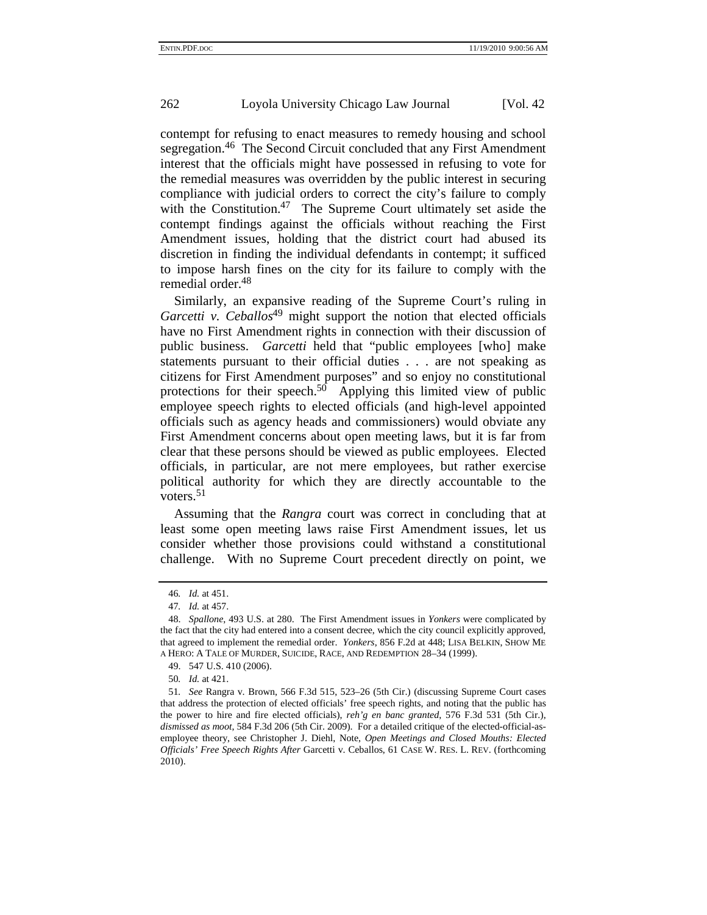contempt for refusing to enact measures to remedy housing and school segregation.[46] The Second Circuit concluded that any First Amendment interest that the officials might have possessed in refusing to vote for the remedial measures was overridden by the public interest in securing compliance with judicial orders to correct the city's failure to comply with the Constitution.[47] The Supreme Court ultimately set aside the contempt findings against the officials without reaching the First Amendment issues, holding that the district court had abused its discretion in finding the individual defendants in contempt; it sufficed to impose harsh fines on the city for its failure to comply with the remedial order.[48]

Similarly, an expansive reading of the Supreme Court's ruling in *Garcetti v. Ceballos*[49] might support the notion that elected officials have no First Amendment rights in connection with their discussion of public business. *Garcetti* held that "public employees [who] make statements pursuant to their official duties . . . are not speaking as citizens for First Amendment purposes" and so enjoy no constitutional protections for their speech.[50] Applying this limited view of public employee speech rights to elected officials (and high-level appointed officials such as agency heads and commissioners) would obviate any First Amendment concerns about open meeting laws, but it is far from clear that these persons should be viewed as public employees. Elected officials, in particular, are not mere employees, but rather exercise political authority for which they are directly accountable to the voters.[51]

Assuming that the *Rangra* court was correct in concluding that at least some open meeting laws raise First Amendment issues, let us consider whether those provisions could withstand a constitutional challenge. With no Supreme Court precedent directly on point, we

---

46. *Id.* at 451.

47. *Id.* at 457.

48. *Spallone*, 493 U.S. at 280. The First Amendment issues in *Yonkers* were complicated by the fact that the city had entered into a consent decree, which the city council explicitly approved, that agreed to implement the remedial order. *Yonkers*, 856 F.2d at 448; LISA BELKIN, SHOW ME A HERO: A TALE OF MURDER, SUICIDE, RACE, AND REDEMPTION 28–34 (1999).

49. 547 U.S. 410 (2006).

50. *Id.* at 421.

51. *See* Rangra v. Brown, 566 F.3d 515, 523–26 (5th Cir.) (discussing Supreme Court cases that address the protection of elected officials' free speech rights, and noting that the public has the power to hire and fire elected officials), *reh'g en banc granted*, 576 F.3d 531 (5th Cir.), *dismissed as moot*, 584 F.3d 206 (5th Cir. 2009). For a detailed critique of the elected-official-as-employee theory, see Christopher J. Diehl, Note, *Open Meetings and Closed Mouths: Elected Officials' Free Speech Rights After* Garcetti v. Ceballos, 61 CASE W. RES. L. REV. (forthcoming 2010).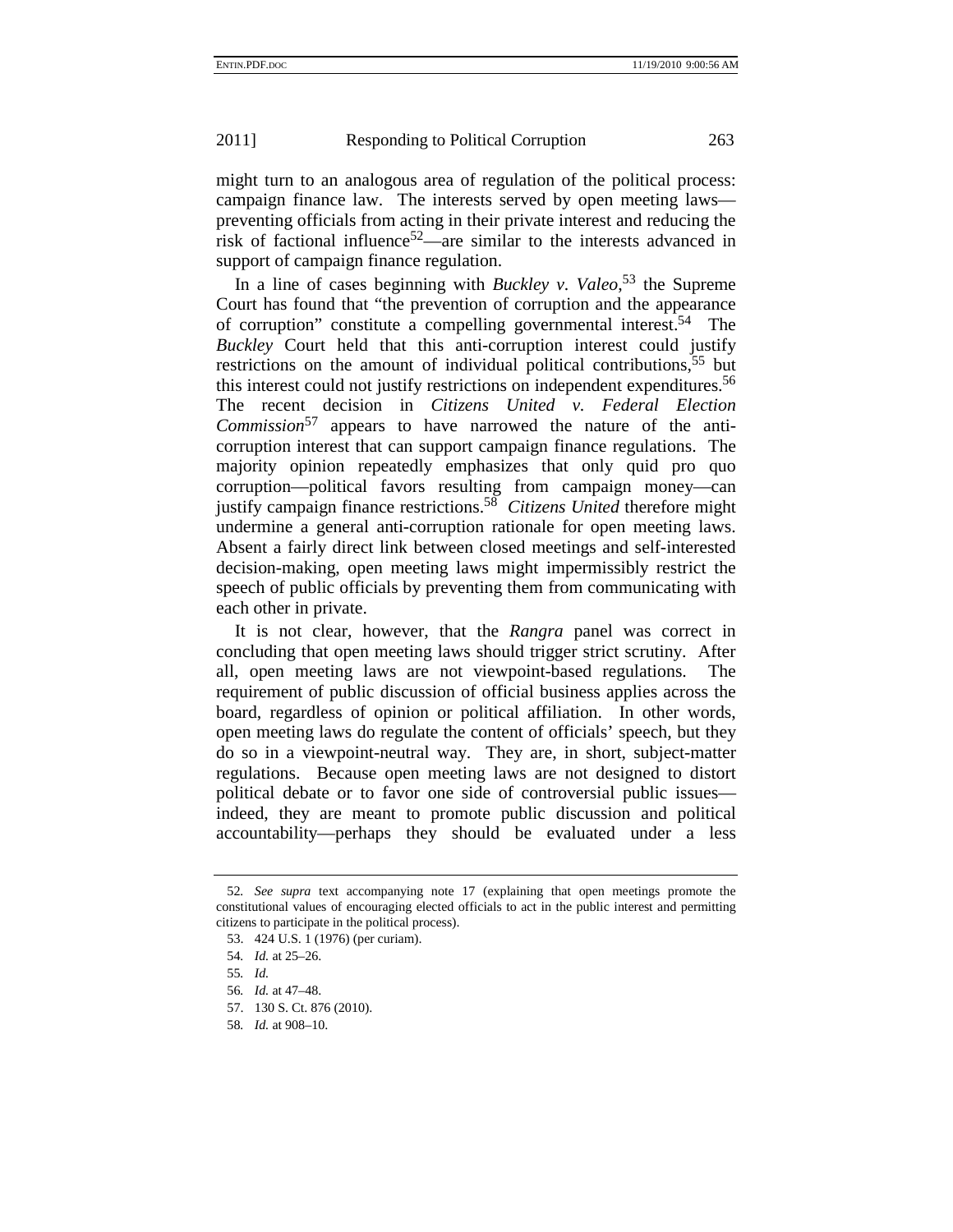might turn to an analogous area of regulation of the political process: campaign finance law. The interests served by open meeting laws—preventing officials from acting in their private interest and reducing the risk of factional influence[52]—are similar to the interests advanced in support of campaign finance regulation.

In a line of cases beginning with *Buckley v. Valeo*,[53] the Supreme Court has found that "the prevention of corruption and the appearance of corruption" constitute a compelling governmental interest.[54] The *Buckley* Court held that this anti-corruption interest could justify restrictions on the amount of individual political contributions,[55] but this interest could not justify restrictions on independent expenditures.[56] The recent decision in *Citizens United v. Federal Election Commission*[57] appears to have narrowed the nature of the anti-corruption interest that can support campaign finance regulations. The majority opinion repeatedly emphasizes that only quid pro quo corruption—political favors resulting from campaign money—can justify campaign finance restrictions.[58] *Citizens United* therefore might undermine a general anti-corruption rationale for open meeting laws. Absent a fairly direct link between closed meetings and self-interested decision-making, open meeting laws might impermissibly restrict the speech of public officials by preventing them from communicating with each other in private.

It is not clear, however, that the *Rangra* panel was correct in concluding that open meeting laws should trigger strict scrutiny. After all, open meeting laws are not viewpoint-based regulations. The requirement of public discussion of official business applies across the board, regardless of opinion or political affiliation. In other words, open meeting laws do regulate the content of officials' speech, but they do so in a viewpoint-neutral way. They are, in short, subject-matter regulations. Because open meeting laws are not designed to distort political debate or to favor one side of controversial public issues—indeed, they are meant to promote public discussion and political accountability—perhaps they should be evaluated under a less

---

52. *See supra* text accompanying note 17 (explaining that open meetings promote the constitutional values of encouraging elected officials to act in the public interest and permitting citizens to participate in the political process).

53. 424 U.S. 1 (1976) (per curiam).

54. *Id.* at 25–26.

55. *Id.*

56. *Id.* at 47–48.

57. 130 S. Ct. 876 (2010).

58. *Id.* at 908–10.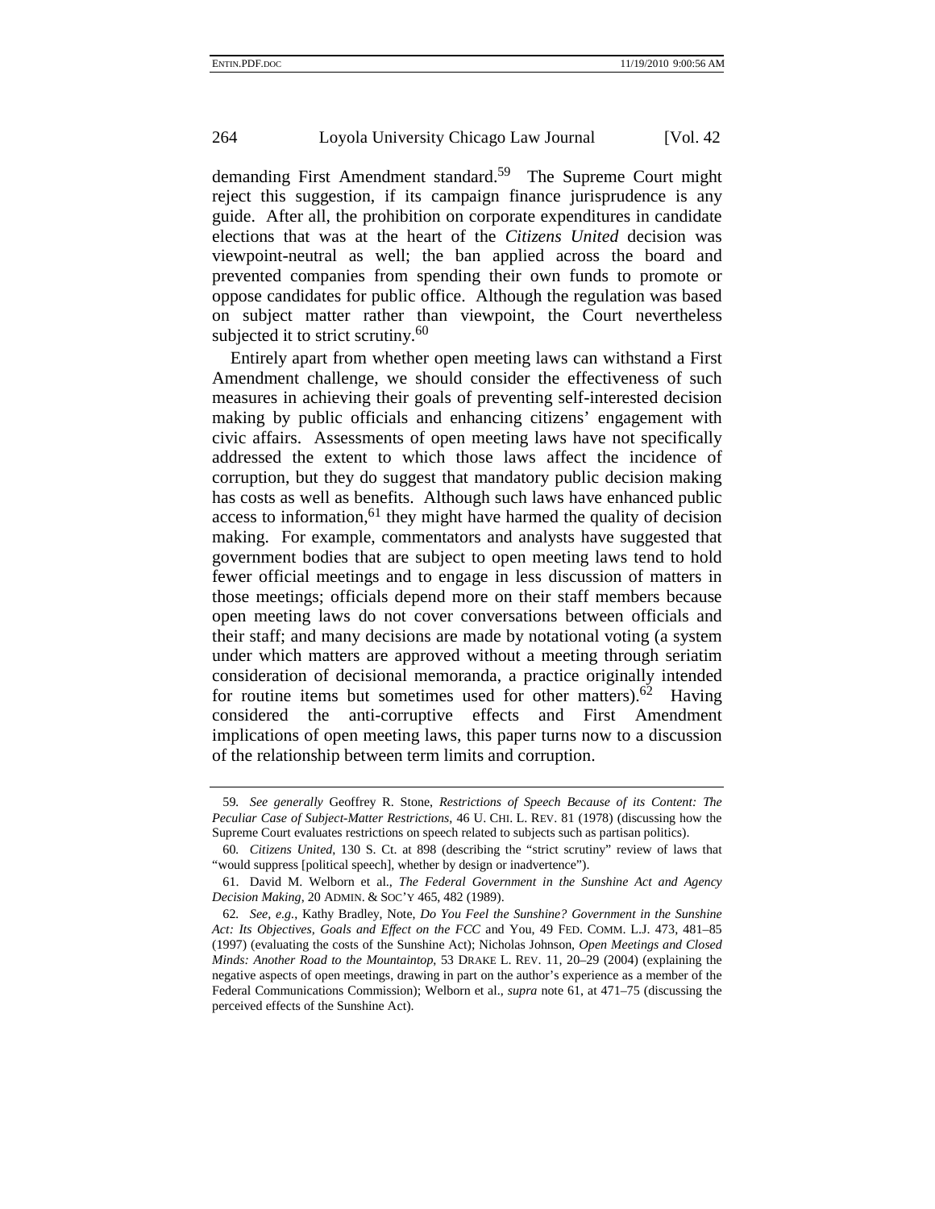demanding First Amendment standard.[59] The Supreme Court might reject this suggestion, if its campaign finance jurisprudence is any guide. After all, the prohibition on corporate expenditures in candidate elections that was at the heart of the *Citizens United* decision was viewpoint-neutral as well; the ban applied across the board and prevented companies from spending their own funds to promote or oppose candidates for public office. Although the regulation was based on subject matter rather than viewpoint, the Court nevertheless subjected it to strict scrutiny.[60]

Entirely apart from whether open meeting laws can withstand a First Amendment challenge, we should consider the effectiveness of such measures in achieving their goals of preventing self-interested decision making by public officials and enhancing citizens' engagement with civic affairs. Assessments of open meeting laws have not specifically addressed the extent to which those laws affect the incidence of corruption, but they do suggest that mandatory public decision making has costs as well as benefits. Although such laws have enhanced public access to information,[61] they might have harmed the quality of decision making. For example, commentators and analysts have suggested that government bodies that are subject to open meeting laws tend to hold fewer official meetings and to engage in less discussion of matters in those meetings; officials depend more on their staff members because open meeting laws do not cover conversations between officials and their staff; and many decisions are made by notational voting (a system under which matters are approved without a meeting through seriatim consideration of decisional memoranda, a practice originally intended for routine items but sometimes used for other matters).[62] Having considered the anti-corruptive effects and First Amendment implications of open meeting laws, this paper turns now to a discussion of the relationship between term limits and corruption.

---

59. *See generally* Geoffrey R. Stone, *Restrictions of Speech Because of its Content: The Peculiar Case of Subject-Matter Restrictions*, 46 U. CHI. L. REV. 81 (1978) (discussing how the Supreme Court evaluates restrictions on speech related to subjects such as partisan politics).

60. *Citizens United*, 130 S. Ct. at 898 (describing the "strict scrutiny" review of laws that "would suppress [political speech], whether by design or inadvertence").

61. David M. Welborn et al., *The Federal Government in the Sunshine Act and Agency Decision Making*, 20 ADMIN. & SOC'Y 465, 482 (1989).

62. *See, e.g.*, Kathy Bradley, Note, *Do You Feel the Sunshine? Government in the Sunshine Act: Its Objectives, Goals and Effect on the FCC* and You, 49 FED. COMM. L.J. 473, 481–85 (1997) (evaluating the costs of the Sunshine Act); Nicholas Johnson, *Open Meetings and Closed Minds: Another Road to the Mountaintop*, 53 DRAKE L. REV. 11, 20–29 (2004) (explaining the negative aspects of open meetings, drawing in part on the author's experience as a member of the Federal Communications Commission); Welborn et al., *supra* note 61, at 471–75 (discussing the perceived effects of the Sunshine Act).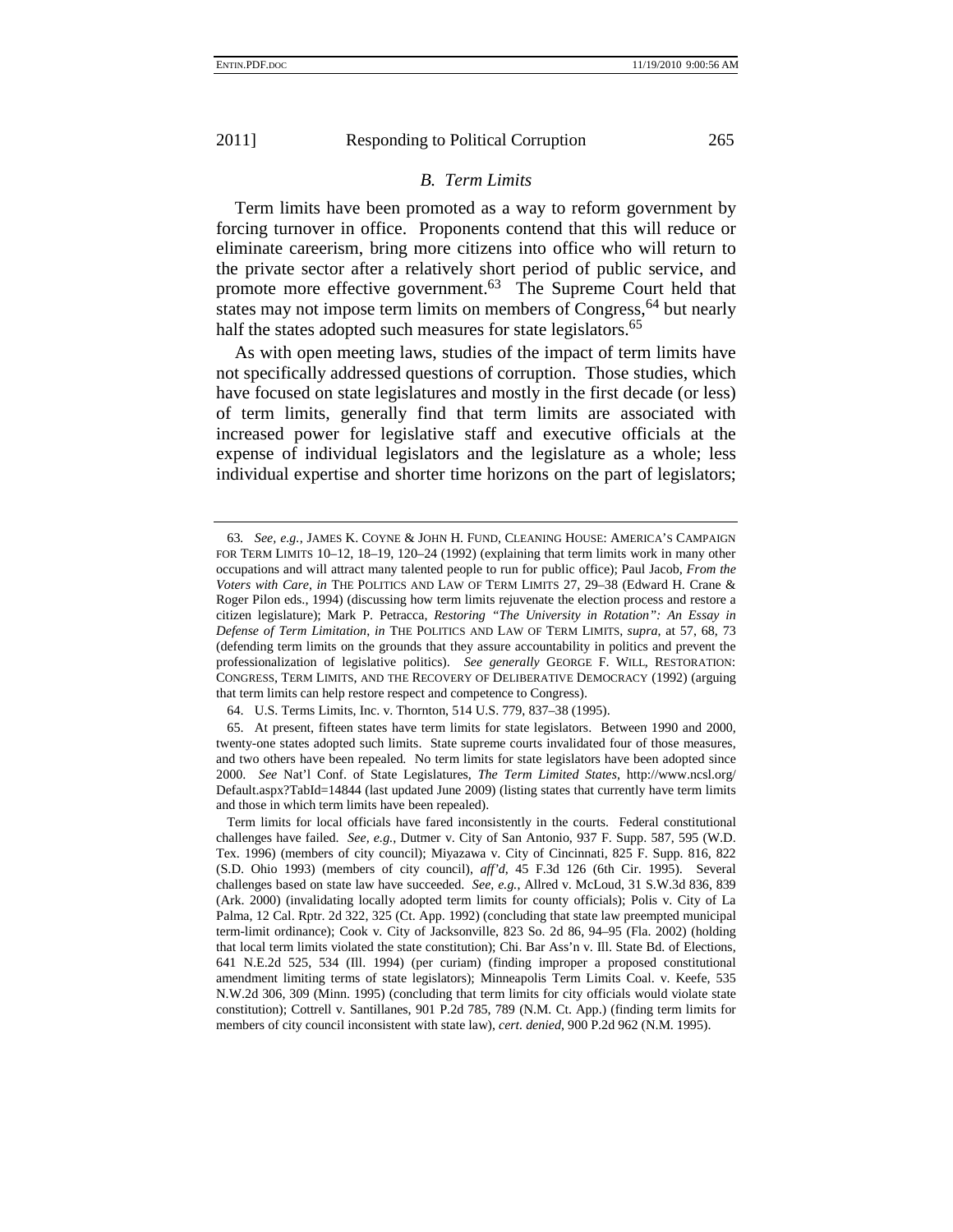### *B. Term Limits*

Term limits have been promoted as a way to reform government by forcing turnover in office. Proponents contend that this will reduce or eliminate careerism, bring more citizens into office who will return to the private sector after a relatively short period of public service, and promote more effective government.[63] The Supreme Court held that states may not impose term limits on members of Congress,[64] but nearly half the states adopted such measures for state legislators.[65]

As with open meeting laws, studies of the impact of term limits have not specifically addressed questions of corruption. Those studies, which have focused on state legislatures and mostly in the first decade (or less) of term limits, generally find that term limits are associated with increased power for legislative staff and executive officials at the expense of individual legislators and the legislature as a whole; less individual expertise and shorter time horizons on the part of legislators;

---

63. *See, e.g.*, JAMES K. COYNE & JOHN H. FUND, CLEANING HOUSE: AMERICA'S CAMPAIGN FOR TERM LIMITS 10–12, 18–19, 120–24 (1992) (explaining that term limits work in many other occupations and will attract many talented people to run for public office); Paul Jacob, *From the Voters with Care*, *in* THE POLITICS AND LAW OF TERM LIMITS 27, 29–38 (Edward H. Crane & Roger Pilon eds., 1994) (discussing how term limits rejuvenate the election process and restore a citizen legislature); Mark P. Petracca, *Restoring "The University in Rotation": An Essay in Defense of Term Limitation*, *in* THE POLITICS AND LAW OF TERM LIMITS, *supra*, at 57, 68, 73 (defending term limits on the grounds that they assure accountability in politics and prevent the professionalization of legislative politics). *See generally* GEORGE F. WILL, RESTORATION: CONGRESS, TERM LIMITS, AND THE RECOVERY OF DELIBERATIVE DEMOCRACY (1992) (arguing that term limits can help restore respect and competence to Congress).

64. U.S. Terms Limits, Inc. v. Thornton, 514 U.S. 779, 837–38 (1995).

65. At present, fifteen states have term limits for state legislators. Between 1990 and 2000, twenty-one states adopted such limits. State supreme courts invalidated four of those measures, and two others have been repealed. No term limits for state legislators have been adopted since 2000. *See* Nat'l Conf. of State Legislatures, *The Term Limited States*, http://www.ncsl.org/Default.aspx?TabId=14844 (last updated June 2009) (listing states that currently have term limits and those in which term limits have been repealed).

Term limits for local officials have fared inconsistently in the courts. Federal constitutional challenges have failed. *See, e.g.*, Dutmer v. City of San Antonio, 937 F. Supp. 587, 595 (W.D. Tex. 1996) (members of city council); Miyazawa v. City of Cincinnati, 825 F. Supp. 816, 822 (S.D. Ohio 1993) (members of city council), *aff'd*, 45 F.3d 126 (6th Cir. 1995). Several challenges based on state law have succeeded. *See, e.g.*, Allred v. McLoud, 31 S.W.3d 836, 839 (Ark. 2000) (invalidating locally adopted term limits for county officials); Polis v. City of La Palma, 12 Cal. Rptr. 2d 322, 325 (Ct. App. 1992) (concluding that state law preempted municipal term-limit ordinance); Cook v. City of Jacksonville, 823 So. 2d 86, 94–95 (Fla. 2002) (holding that local term limits violated the state constitution); Chi. Bar Ass'n v. Ill. State Bd. of Elections, 641 N.E.2d 525, 534 (Ill. 1994) (per curiam) (finding improper a proposed constitutional amendment limiting terms of state legislators); Minneapolis Term Limits Coal. v. Keefe, 535 N.W.2d 306, 309 (Minn. 1995) (concluding that term limits for city officials would violate state constitution); Cottrell v. Santillanes, 901 P.2d 785, 789 (N.M. Ct. App.) (finding term limits for members of city council inconsistent with state law), *cert. denied*, 900 P.2d 962 (N.M. 1995).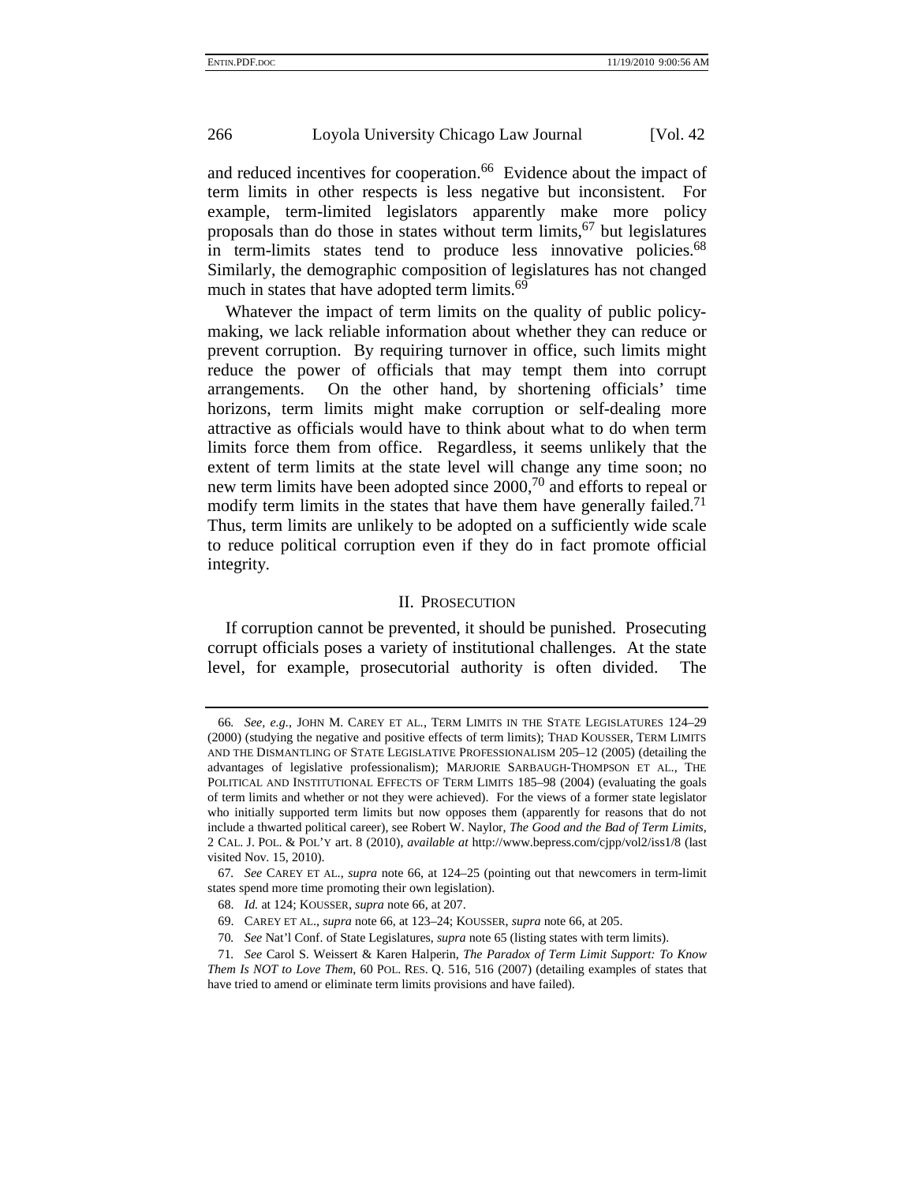and reduced incentives for cooperation.[66] Evidence about the impact of term limits in other respects is less negative but inconsistent. For example, term-limited legislators apparently make more policy proposals than do those in states without term limits,[67] but legislatures in term-limits states tend to produce less innovative policies.[68] Similarly, the demographic composition of legislatures has not changed much in states that have adopted term limits.[69]

Whatever the impact of term limits on the quality of public policy-making, we lack reliable information about whether they can reduce or prevent corruption. By requiring turnover in office, such limits might reduce the power of officials that may tempt them into corrupt arrangements. On the other hand, by shortening officials' time horizons, term limits might make corruption or self-dealing more attractive as officials would have to think about what to do when term limits force them from office. Regardless, it seems unlikely that the extent of term limits at the state level will change any time soon; no new term limits have been adopted since 2000,[70] and efforts to repeal or modify term limits in the states that have them have generally failed.[71] Thus, term limits are unlikely to be adopted on a sufficiently wide scale to reduce political corruption even if they do in fact promote official integrity.

## II. PROSECUTION

If corruption cannot be prevented, it should be punished. Prosecuting corrupt officials poses a variety of institutional challenges. At the state level, for example, prosecutorial authority is often divided. The

---

66. *See, e.g.*, JOHN M. CAREY ET AL., TERM LIMITS IN THE STATE LEGISLATURES 124–29 (2000) (studying the negative and positive effects of term limits); THAD KOUSSER, TERM LIMITS AND THE DISMANTLING OF STATE LEGISLATIVE PROFESSIONALISM 205–12 (2005) (detailing the advantages of legislative professionalism); MARJORIE SARBAUGH-THOMPSON ET AL., THE POLITICAL AND INSTITUTIONAL EFFECTS OF TERM LIMITS 185–98 (2004) (evaluating the goals of term limits and whether or not they were achieved). For the views of a former state legislator who initially supported term limits but now opposes them (apparently for reasons that do not include a thwarted political career), see Robert W. Naylor, *The Good and the Bad of Term Limits*, 2 CAL. J. POL. & POL'Y art. 8 (2010), *available at* http://www.bepress.com/cjpp/vol2/iss1/8 (last visited Nov. 15, 2010).

67. *See* CAREY ET AL., *supra* note 66, at 124–25 (pointing out that newcomers in term-limit states spend more time promoting their own legislation).

68. *Id.* at 124; KOUSSER, *supra* note 66, at 207.

69. CAREY ET AL., *supra* note 66, at 123–24; KOUSSER, *supra* note 66, at 205.

70. *See* Nat'l Conf. of State Legislatures, *supra* note 65 (listing states with term limits).

71. *See* Carol S. Weissert & Karen Halperin, *The Paradox of Term Limit Support: To Know Them Is NOT to Love Them*, 60 POL. RES. Q. 516, 516 (2007) (detailing examples of states that have tried to amend or eliminate term limits provisions and have failed).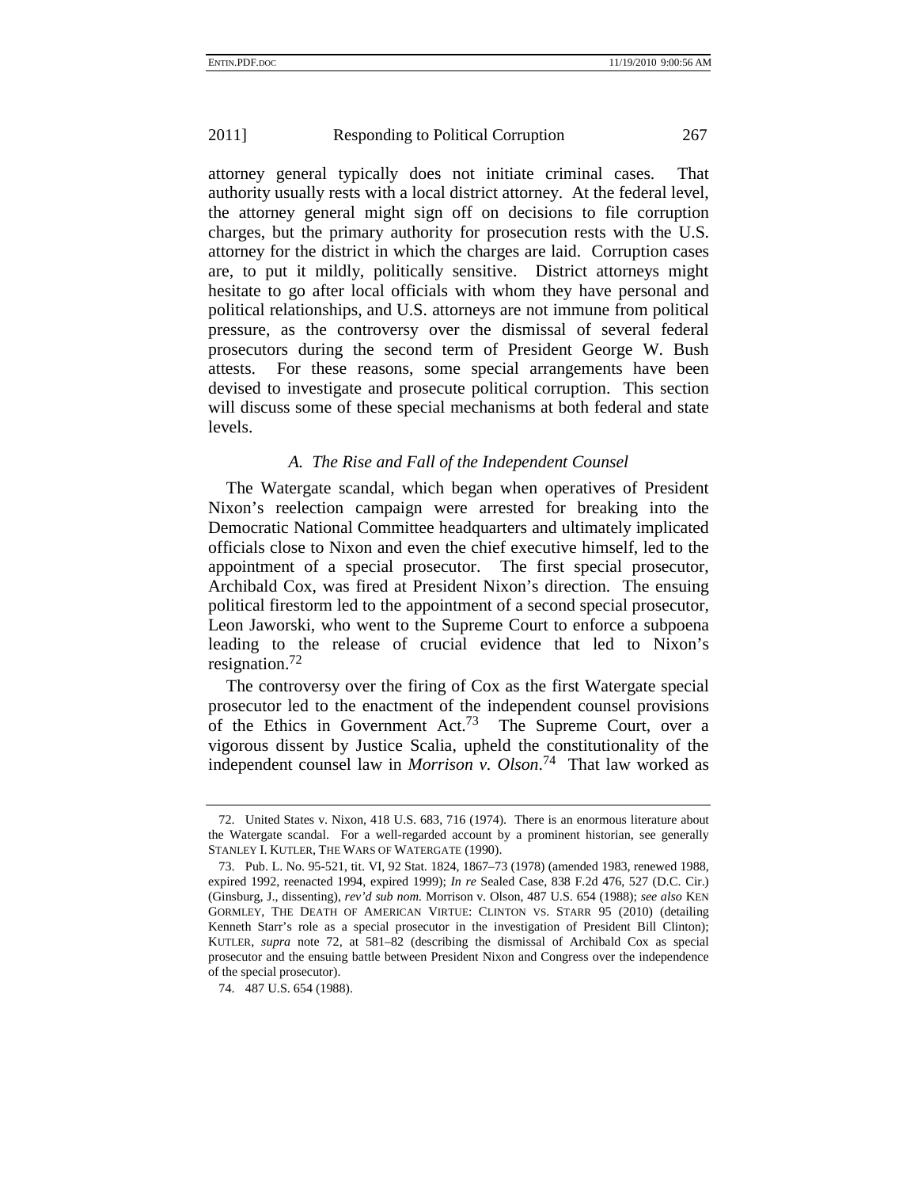attorney general typically does not initiate criminal cases. That authority usually rests with a local district attorney. At the federal level, the attorney general might sign off on decisions to file corruption charges, but the primary authority for prosecution rests with the U.S. attorney for the district in which the charges are laid. Corruption cases are, to put it mildly, politically sensitive. District attorneys might hesitate to go after local officials with whom they have personal and political relationships, and U.S. attorneys are not immune from political pressure, as the controversy over the dismissal of several federal prosecutors during the second term of President George W. Bush attests. For these reasons, some special arrangements have been devised to investigate and prosecute political corruption. This section will discuss some of these special mechanisms at both federal and state levels.

### *A. The Rise and Fall of the Independent Counsel*

The Watergate scandal, which began when operatives of President Nixon's reelection campaign were arrested for breaking into the Democratic National Committee headquarters and ultimately implicated officials close to Nixon and even the chief executive himself, led to the appointment of a special prosecutor. The first special prosecutor, Archibald Cox, was fired at President Nixon's direction. The ensuing political firestorm led to the appointment of a second special prosecutor, Leon Jaworski, who went to the Supreme Court to enforce a subpoena leading to the release of crucial evidence that led to Nixon's resignation.[72]

The controversy over the firing of Cox as the first Watergate special prosecutor led to the enactment of the independent counsel provisions of the Ethics in Government Act.[73] The Supreme Court, over a vigorous dissent by Justice Scalia, upheld the constitutionality of the independent counsel law in *Morrison v. Olson*.[74] That law worked as

---

72. United States v. Nixon, 418 U.S. 683, 716 (1974). There is an enormous literature about the Watergate scandal. For a well-regarded account by a prominent historian, see generally STANLEY I. KUTLER, THE WARS OF WATERGATE (1990).

73. Pub. L. No. 95-521, tit. VI, 92 Stat. 1824, 1867–73 (1978) (amended 1983, renewed 1988, expired 1992, reenacted 1994, expired 1999); *In re* Sealed Case, 838 F.2d 476, 527 (D.C. Cir.) (Ginsburg, J., dissenting), *rev'd sub nom.* Morrison v. Olson, 487 U.S. 654 (1988); *see also* KEN GORMLEY, THE DEATH OF AMERICAN VIRTUE: CLINTON VS. STARR 95 (2010) (detailing Kenneth Starr's role as a special prosecutor in the investigation of President Bill Clinton); KUTLER, *supra* note 72, at 581–82 (describing the dismissal of Archibald Cox as special prosecutor and the ensuing battle between President Nixon and Congress over the independence of the special prosecutor).

74. 487 U.S. 654 (1988).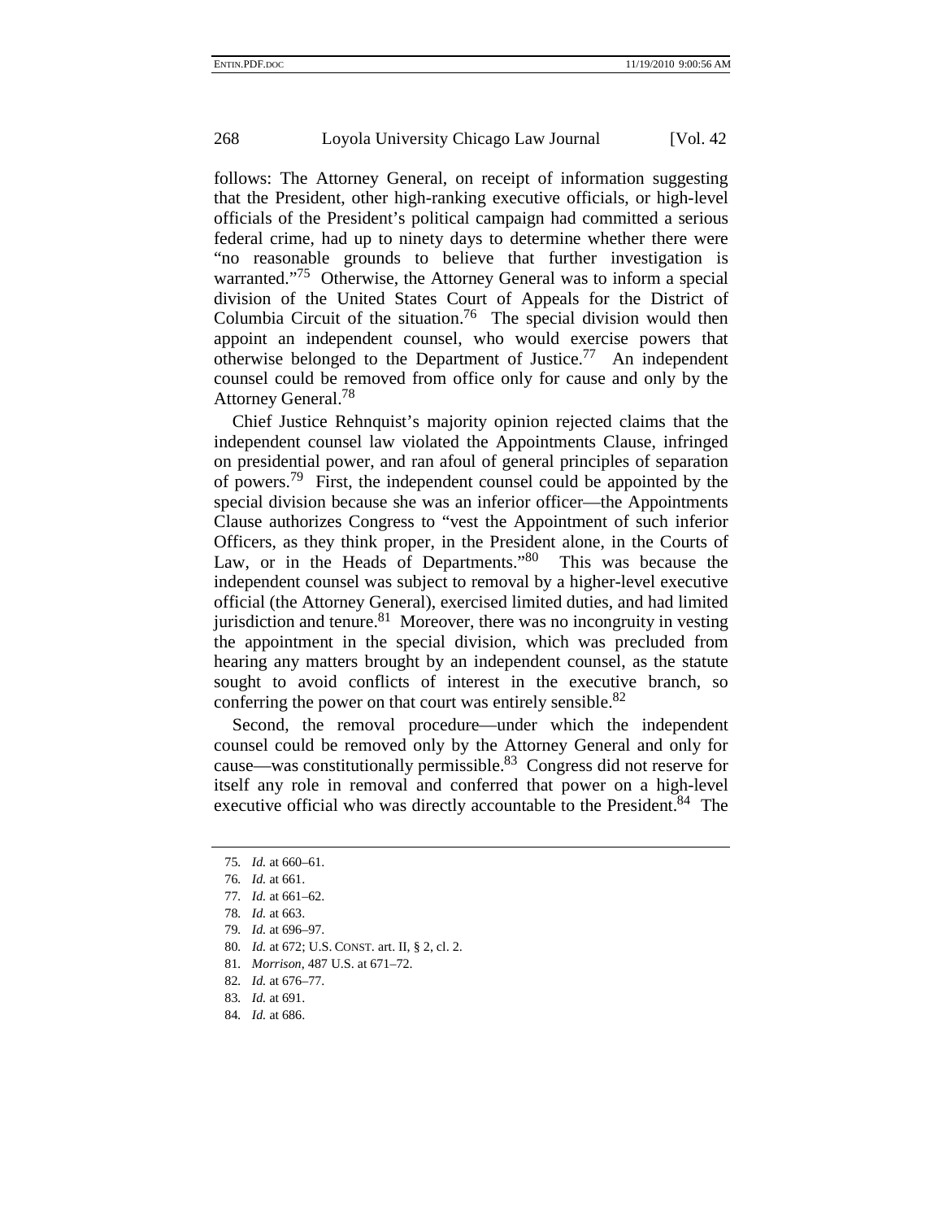follows: The Attorney General, on receipt of information suggesting that the President, other high-ranking executive officials, or high-level officials of the President's political campaign had committed a serious federal crime, had up to ninety days to determine whether there were "no reasonable grounds to believe that further investigation is warranted."[75] Otherwise, the Attorney General was to inform a special division of the United States Court of Appeals for the District of Columbia Circuit of the situation.[76] The special division would then appoint an independent counsel, who would exercise powers that otherwise belonged to the Department of Justice.[77] An independent counsel could be removed from office only for cause and only by the Attorney General.[78]

Chief Justice Rehnquist's majority opinion rejected claims that the independent counsel law violated the Appointments Clause, infringed on presidential power, and ran afoul of general principles of separation of powers.[79] First, the independent counsel could be appointed by the special division because she was an inferior officer—the Appointments Clause authorizes Congress to "vest the Appointment of such inferior Officers, as they think proper, in the President alone, in the Courts of Law, or in the Heads of Departments."[80] This was because the independent counsel was subject to removal by a higher-level executive official (the Attorney General), exercised limited duties, and had limited jurisdiction and tenure.[81] Moreover, there was no incongruity in vesting the appointment in the special division, which was precluded from hearing any matters brought by an independent counsel, as the statute sought to avoid conflicts of interest in the executive branch, so conferring the power on that court was entirely sensible.[82]

Second, the removal procedure—under which the independent counsel could be removed only by the Attorney General and only for cause—was constitutionally permissible.[83] Congress did not reserve for itself any role in removal and conferred that power on a high-level executive official who was directly accountable to the President.[84] The

---

75. *Id.* at 660–61.
76. *Id.* at 661.
77. *Id.* at 661–62.
78. *Id.* at 663.
79. *Id.* at 696–97.
80. *Id.* at 672; U.S. CONST. art. II, § 2, cl. 2.
81. *Morrison*, 487 U.S. at 671–72.
82. *Id.* at 676–77.
83. *Id.* at 691.
84. *Id.* at 686.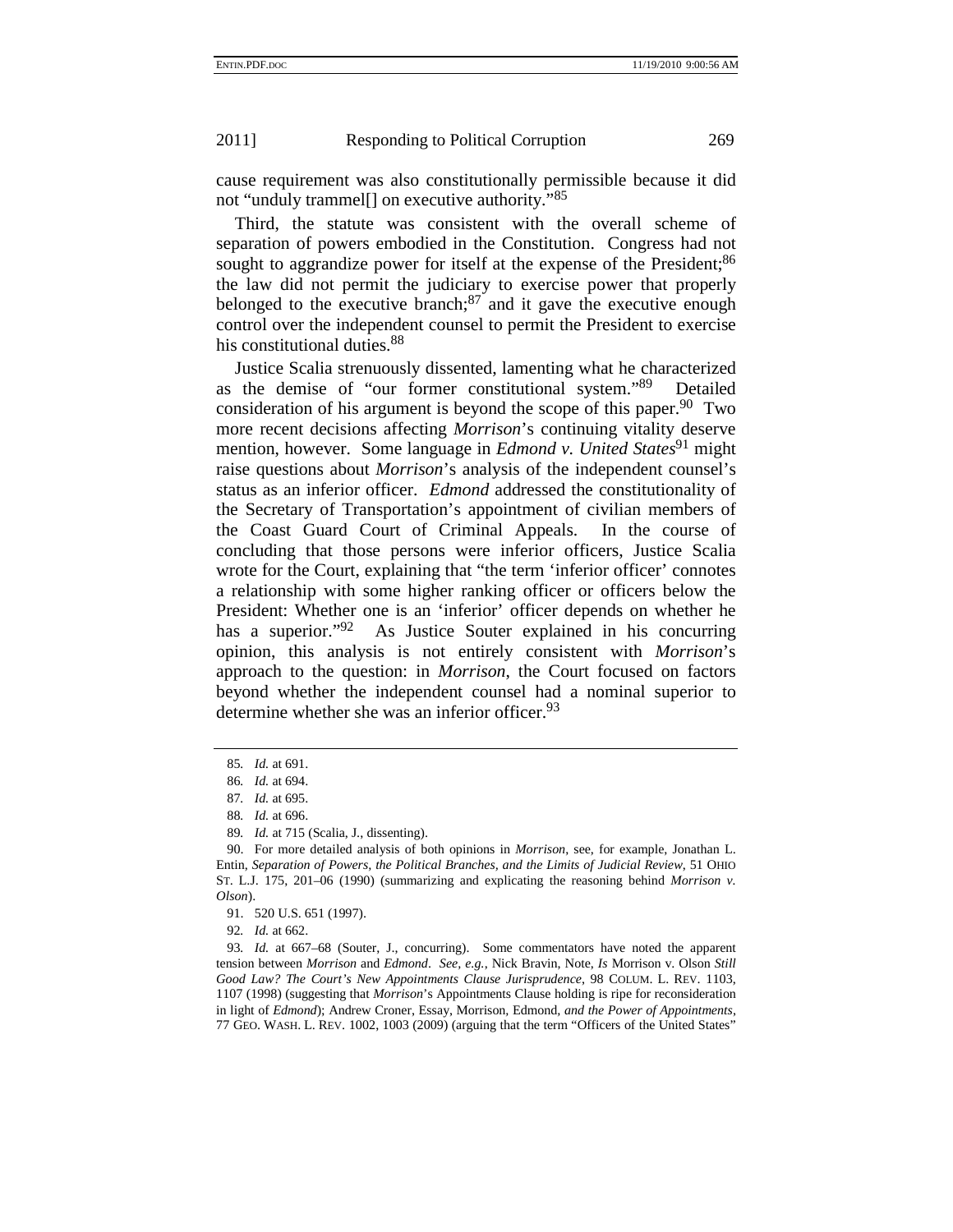cause requirement was also constitutionally permissible because it did not "unduly trammel[] on executive authority."[85]

Third, the statute was consistent with the overall scheme of separation of powers embodied in the Constitution. Congress had not sought to aggrandize power for itself at the expense of the President;[86] the law did not permit the judiciary to exercise power that properly belonged to the executive branch;[87] and it gave the executive enough control over the independent counsel to permit the President to exercise his constitutional duties.[88]

Justice Scalia strenuously dissented, lamenting what he characterized as the demise of "our former constitutional system."[89] Detailed consideration of his argument is beyond the scope of this paper.[90] Two more recent decisions affecting *Morrison*'s continuing vitality deserve mention, however. Some language in *Edmond v. United States*[91] might raise questions about *Morrison*'s analysis of the independent counsel's status as an inferior officer. *Edmond* addressed the constitutionality of the Secretary of Transportation's appointment of civilian members of the Coast Guard Court of Criminal Appeals. In the course of concluding that those persons were inferior officers, Justice Scalia wrote for the Court, explaining that "the term 'inferior officer' connotes a relationship with some higher ranking officer or officers below the President: Whether one is an 'inferior' officer depends on whether he has a superior."[92] As Justice Souter explained in his concurring opinion, this analysis is not entirely consistent with *Morrison*'s approach to the question: in *Morrison*, the Court focused on factors beyond whether the independent counsel had a nominal superior to determine whether she was an inferior officer.[93]

---

85. *Id.* at 691.

86. *Id.* at 694.

87. *Id.* at 695.

88. *Id.* at 696.

89. *Id.* at 715 (Scalia, J., dissenting).

90. For more detailed analysis of both opinions in *Morrison*, see, for example, Jonathan L. Entin, *Separation of Powers, the Political Branches, and the Limits of Judicial Review*, 51 OHIO ST. L.J. 175, 201–06 (1990) (summarizing and explicating the reasoning behind *Morrison v. Olson*).

91. 520 U.S. 651 (1997).

92. *Id.* at 662.

93. *Id.* at 667–68 (Souter, J., concurring). Some commentators have noted the apparent tension between *Morrison* and *Edmond*. *See, e.g.*, Nick Bravin, Note, *Is* Morrison v. Olson *Still Good Law? The Court's New Appointments Clause Jurisprudence*, 98 COLUM. L. REV. 1103, 1107 (1998) (suggesting that *Morrison*'s Appointments Clause holding is ripe for reconsideration in light of *Edmond*); Andrew Croner, Essay, Morrison, Edmond, *and the Power of Appointments*, 77 GEO. WASH. L. REV. 1002, 1003 (2009) (arguing that the term "Officers of the United States"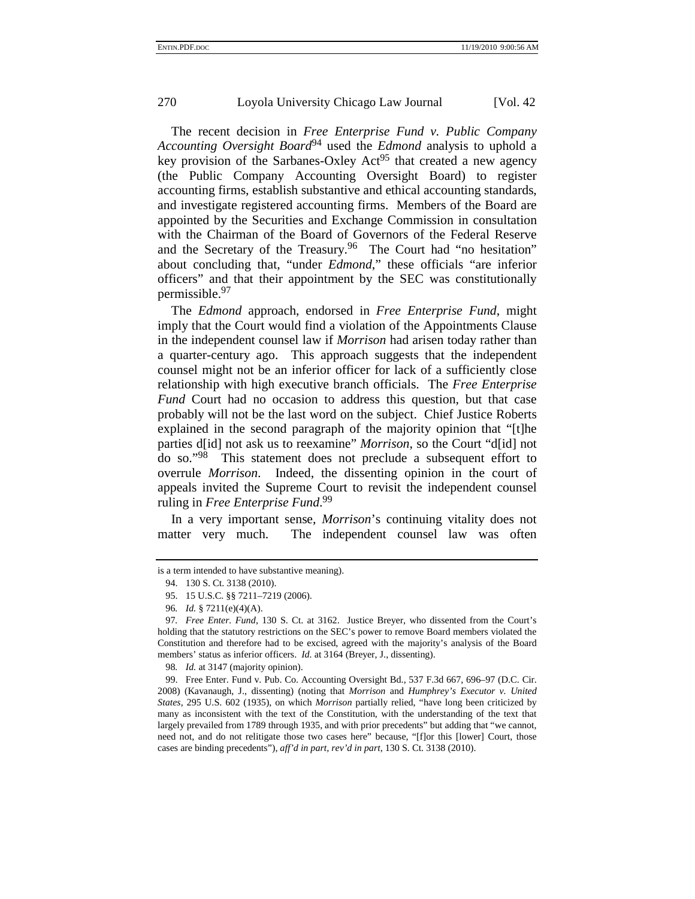The recent decision in *Free Enterprise Fund v. Public Company Accounting Oversight Board*[94] used the *Edmond* analysis to uphold a key provision of the Sarbanes-Oxley Act[95] that created a new agency (the Public Company Accounting Oversight Board) to register accounting firms, establish substantive and ethical accounting standards, and investigate registered accounting firms. Members of the Board are appointed by the Securities and Exchange Commission in consultation with the Chairman of the Board of Governors of the Federal Reserve and the Secretary of the Treasury.[96] The Court had "no hesitation" about concluding that, "under *Edmond*," these officials "are inferior officers" and that their appointment by the SEC was constitutionally permissible.[97]

The *Edmond* approach, endorsed in *Free Enterprise Fund*, might imply that the Court would find a violation of the Appointments Clause in the independent counsel law if *Morrison* had arisen today rather than a quarter-century ago. This approach suggests that the independent counsel might not be an inferior officer for lack of a sufficiently close relationship with high executive branch officials. The *Free Enterprise Fund* Court had no occasion to address this question, but that case probably will not be the last word on the subject. Chief Justice Roberts explained in the second paragraph of the majority opinion that "[t]he parties d[id] not ask us to reexamine" *Morrison*, so the Court "d[id] not do so."[98] This statement does not preclude a subsequent effort to overrule *Morrison*. Indeed, the dissenting opinion in the court of appeals invited the Supreme Court to revisit the independent counsel ruling in *Free Enterprise Fund*.[99]

In a very important sense, *Morrison*'s continuing vitality does not matter very much. The independent counsel law was often

---

is a term intended to have substantive meaning).

94. 130 S. Ct. 3138 (2010).

95. 15 U.S.C. §§ 7211–7219 (2006).

96. *Id.* § 7211(e)(4)(A).

97. *Free Enter. Fund*, 130 S. Ct. at 3162. Justice Breyer, who dissented from the Court's holding that the statutory restrictions on the SEC's power to remove Board members violated the Constitution and therefore had to be excised, agreed with the majority's analysis of the Board members' status as inferior officers. *Id.* at 3164 (Breyer, J., dissenting).

98. *Id.* at 3147 (majority opinion).

99. Free Enter. Fund v. Pub. Co. Accounting Oversight Bd., 537 F.3d 667, 696–97 (D.C. Cir. 2008) (Kavanaugh, J., dissenting) (noting that *Morrison* and *Humphrey's Executor v. United States*, 295 U.S. 602 (1935), on which *Morrison* partially relied, "have long been criticized by many as inconsistent with the text of the Constitution, with the understanding of the text that largely prevailed from 1789 through 1935, and with prior precedents" but adding that "we cannot, need not, and do not relitigate those two cases here" because, "[f]or this [lower] Court, those cases are binding precedents"), *aff'd in part, rev'd in part*, 130 S. Ct. 3138 (2010).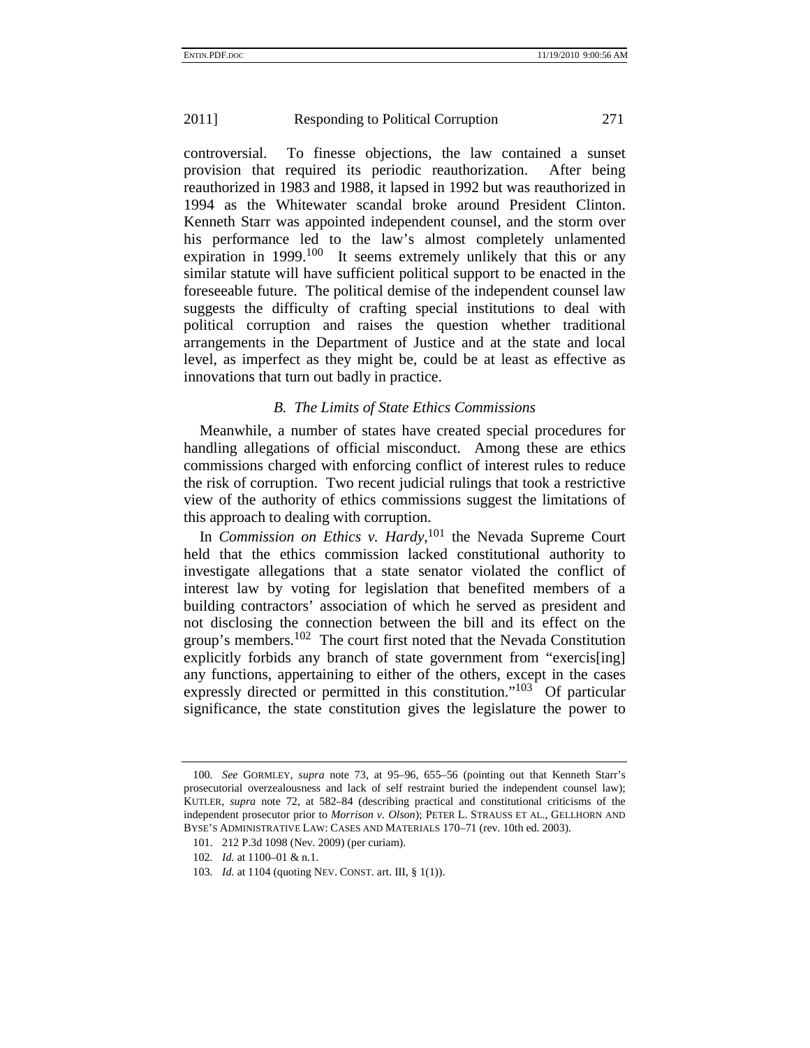controversial. To finesse objections, the law contained a sunset provision that required its periodic reauthorization. After being reauthorized in 1983 and 1988, it lapsed in 1992 but was reauthorized in 1994 as the Whitewater scandal broke around President Clinton. Kenneth Starr was appointed independent counsel, and the storm over his performance led to the law's almost completely unlamented expiration in 1999.[100] It seems extremely unlikely that this or any similar statute will have sufficient political support to be enacted in the foreseeable future. The political demise of the independent counsel law suggests the difficulty of crafting special institutions to deal with political corruption and raises the question whether traditional arrangements in the Department of Justice and at the state and local level, as imperfect as they might be, could be at least as effective as innovations that turn out badly in practice.

### *B. The Limits of State Ethics Commissions*

Meanwhile, a number of states have created special procedures for handling allegations of official misconduct. Among these are ethics commissions charged with enforcing conflict of interest rules to reduce the risk of corruption. Two recent judicial rulings that took a restrictive view of the authority of ethics commissions suggest the limitations of this approach to dealing with corruption.

In *Commission on Ethics v. Hardy*,[101] the Nevada Supreme Court held that the ethics commission lacked constitutional authority to investigate allegations that a state senator violated the conflict of interest law by voting for legislation that benefited members of a building contractors' association of which he served as president and not disclosing the connection between the bill and its effect on the group's members.[102] The court first noted that the Nevada Constitution explicitly forbids any branch of state government from "exercis[ing] any functions, appertaining to either of the others, except in the cases expressly directed or permitted in this constitution."[103] Of particular significance, the state constitution gives the legislature the power to

---

100. *See* GORMLEY, *supra* note 73, at 95–96, 655–56 (pointing out that Kenneth Starr's prosecutorial overzealousness and lack of self restraint buried the independent counsel law); KUTLER, *supra* note 72, at 582–84 (describing practical and constitutional criticisms of the independent prosecutor prior to *Morrison v. Olson*); PETER L. STRAUSS ET AL., GELLHORN AND BYSE'S ADMINISTRATIVE LAW: CASES AND MATERIALS 170–71 (rev. 10th ed. 2003).

101. 212 P.3d 1098 (Nev. 2009) (per curiam).

102. *Id.* at 1100–01 & n.1.

103. *Id.* at 1104 (quoting NEV. CONST. art. III, § 1(1)).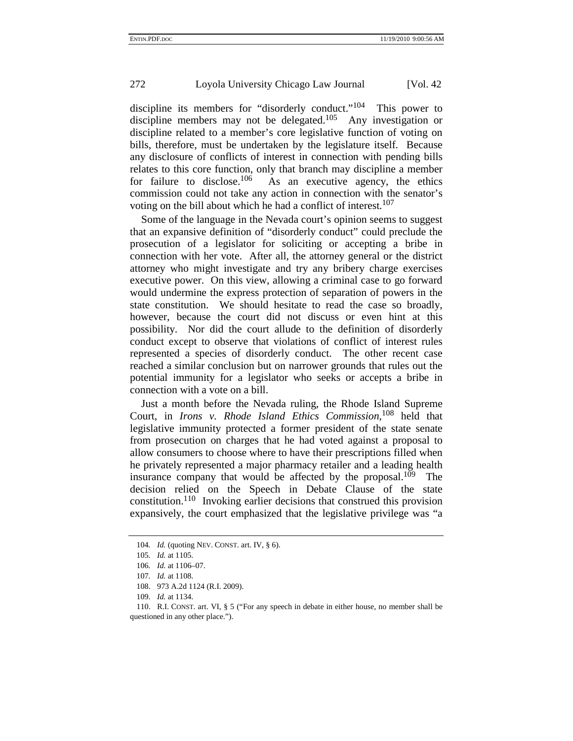discipline its members for "disorderly conduct."[104] This power to discipline members may not be delegated.[105] Any investigation or discipline related to a member's core legislative function of voting on bills, therefore, must be undertaken by the legislature itself. Because any disclosure of conflicts of interest in connection with pending bills relates to this core function, only that branch may discipline a member for failure to disclose.[106] As an executive agency, the ethics commission could not take any action in connection with the senator's voting on the bill about which he had a conflict of interest.[107]

Some of the language in the Nevada court's opinion seems to suggest that an expansive definition of "disorderly conduct" could preclude the prosecution of a legislator for soliciting or accepting a bribe in connection with her vote. After all, the attorney general or the district attorney who might investigate and try any bribery charge exercises executive power. On this view, allowing a criminal case to go forward would undermine the express protection of separation of powers in the state constitution. We should hesitate to read the case so broadly, however, because the court did not discuss or even hint at this possibility. Nor did the court allude to the definition of disorderly conduct except to observe that violations of conflict of interest rules represented a species of disorderly conduct. The other recent case reached a similar conclusion but on narrower grounds that rules out the potential immunity for a legislator who seeks or accepts a bribe in connection with a vote on a bill.

Just a month before the Nevada ruling, the Rhode Island Supreme Court, in *Irons v. Rhode Island Ethics Commission*,[108] held that legislative immunity protected a former president of the state senate from prosecution on charges that he had voted against a proposal to allow consumers to choose where to have their prescriptions filled when he privately represented a major pharmacy retailer and a leading health insurance company that would be affected by the proposal.[109] The decision relied on the Speech in Debate Clause of the state constitution.[110] Invoking earlier decisions that construed this provision expansively, the court emphasized that the legislative privilege was "a

---

104. *Id.* (quoting NEV. CONST. art. IV, § 6).

105. *Id.* at 1105.

106. *Id.* at 1106–07.

107. *Id.* at 1108.

108. 973 A.2d 1124 (R.I. 2009).

109. *Id.* at 1134.

110. R.I. CONST. art. VI, § 5 ("For any speech in debate in either house, no member shall be questioned in any other place.").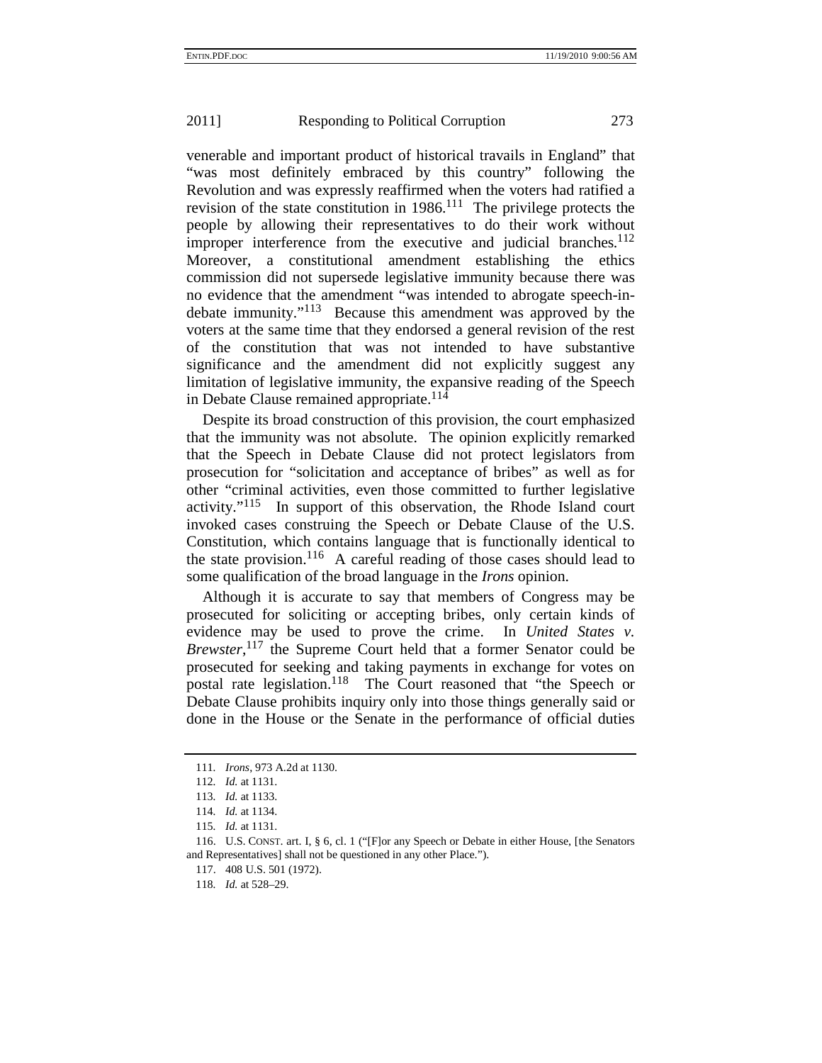venerable and important product of historical travails in England" that "was most definitely embraced by this country" following the Revolution and was expressly reaffirmed when the voters had ratified a revision of the state constitution in 1986.[111] The privilege protects the people by allowing their representatives to do their work without improper interference from the executive and judicial branches.[112] Moreover, a constitutional amendment establishing the ethics commission did not supersede legislative immunity because there was no evidence that the amendment "was intended to abrogate speech-in-debate immunity."[113] Because this amendment was approved by the voters at the same time that they endorsed a general revision of the rest of the constitution that was not intended to have substantive significance and the amendment did not explicitly suggest any limitation of legislative immunity, the expansive reading of the Speech in Debate Clause remained appropriate.[114]

Despite its broad construction of this provision, the court emphasized that the immunity was not absolute. The opinion explicitly remarked that the Speech in Debate Clause did not protect legislators from prosecution for "solicitation and acceptance of bribes" as well as for other "criminal activities, even those committed to further legislative activity."[115] In support of this observation, the Rhode Island court invoked cases construing the Speech or Debate Clause of the U.S. Constitution, which contains language that is functionally identical to the state provision.[116] A careful reading of those cases should lead to some qualification of the broad language in the *Irons* opinion.

Although it is accurate to say that members of Congress may be prosecuted for soliciting or accepting bribes, only certain kinds of evidence may be used to prove the crime. In *United States v. Brewster*,[117] the Supreme Court held that a former Senator could be prosecuted for seeking and taking payments in exchange for votes on postal rate legislation.[118] The Court reasoned that "the Speech or Debate Clause prohibits inquiry only into those things generally said or done in the House or the Senate in the performance of official duties

111. *Irons*, 973 A.2d at 1130.

112. *Id.* at 1131.

113. *Id.* at 1133.

114. *Id.* at 1134.

115. *Id.* at 1131.

116. U.S. CONST. art. I, § 6, cl. 1 ("[F]or any Speech or Debate in either House, [the Senators and Representatives] shall not be questioned in any other Place.").

117. 408 U.S. 501 (1972).

118. *Id.* at 528–29.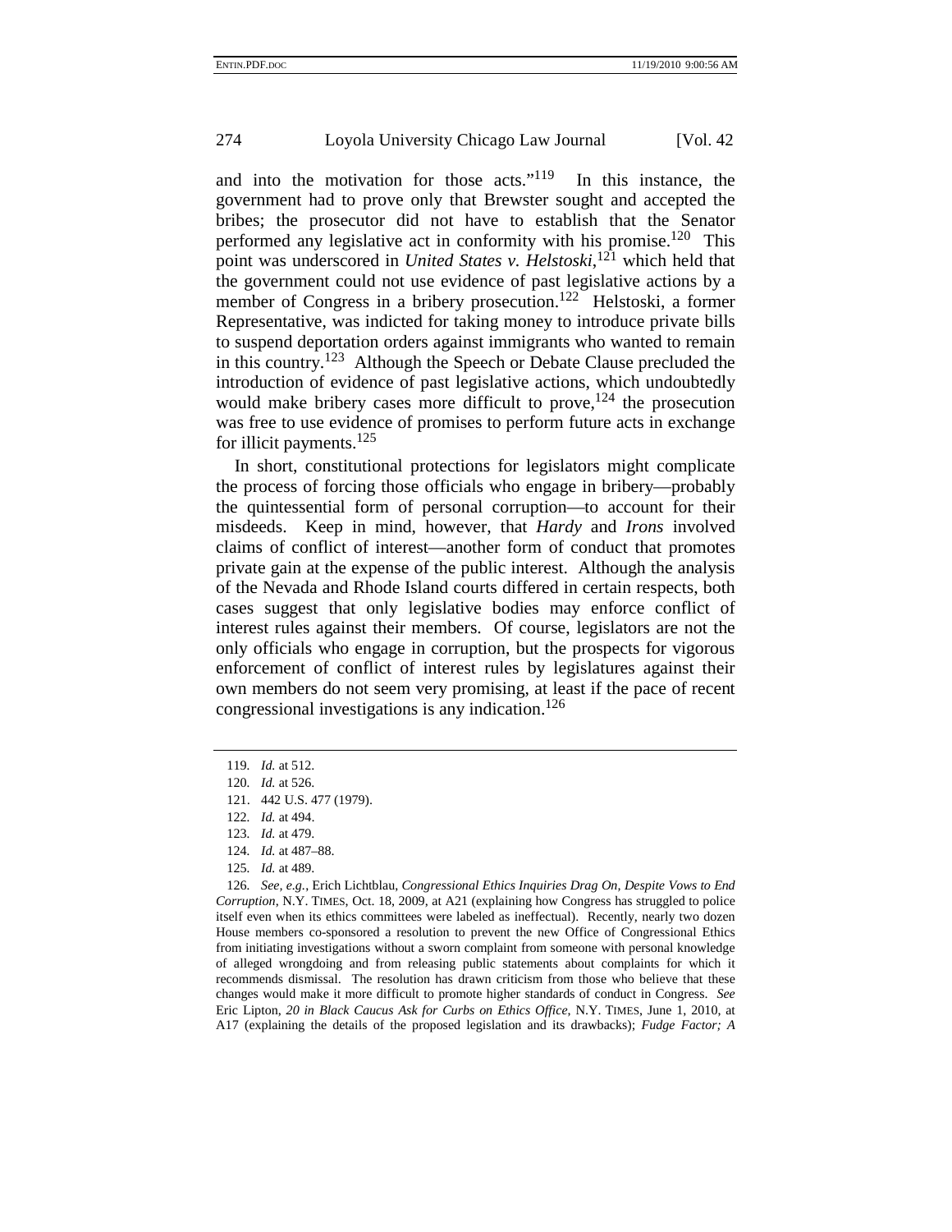and into the motivation for those acts."[119] In this instance, the government had to prove only that Brewster sought and accepted the bribes; the prosecutor did not have to establish that the Senator performed any legislative act in conformity with his promise.[120] This point was underscored in *United States v. Helstoski*,[121] which held that the government could not use evidence of past legislative actions by a member of Congress in a bribery prosecution.[122] Helstoski, a former Representative, was indicted for taking money to introduce private bills to suspend deportation orders against immigrants who wanted to remain in this country.[123] Although the Speech or Debate Clause precluded the introduction of evidence of past legislative actions, which undoubtedly would make bribery cases more difficult to prove,[124] the prosecution was free to use evidence of promises to perform future acts in exchange for illicit payments.[125]

In short, constitutional protections for legislators might complicate the process of forcing those officials who engage in bribery—probably the quintessential form of personal corruption—to account for their misdeeds. Keep in mind, however, that *Hardy* and *Irons* involved claims of conflict of interest—another form of conduct that promotes private gain at the expense of the public interest. Although the analysis of the Nevada and Rhode Island courts differed in certain respects, both cases suggest that only legislative bodies may enforce conflict of interest rules against their members. Of course, legislators are not the only officials who engage in corruption, but the prospects for vigorous enforcement of conflict of interest rules by legislatures against their own members do not seem very promising, at least if the pace of recent congressional investigations is any indication.[126]

---

119. *Id.* at 512.

120. *Id.* at 526.

121. 442 U.S. 477 (1979).

122. *Id.* at 494.

123. *Id.* at 479.

124. *Id.* at 487–88.

125. *Id.* at 489.

126. *See, e.g.*, Erich Lichtblau, *Congressional Ethics Inquiries Drag On, Despite Vows to End Corruption*, N.Y. TIMES, Oct. 18, 2009, at A21 (explaining how Congress has struggled to police itself even when its ethics committees were labeled as ineffectual). Recently, nearly two dozen House members co-sponsored a resolution to prevent the new Office of Congressional Ethics from initiating investigations without a sworn complaint from someone with personal knowledge of alleged wrongdoing and from releasing public statements about complaints for which it recommends dismissal. The resolution has drawn criticism from those who believe that these changes would make it more difficult to promote higher standards of conduct in Congress. *See* Eric Lipton, *20 in Black Caucus Ask for Curbs on Ethics Office*, N.Y. TIMES, June 1, 2010, at A17 (explaining the details of the proposed legislation and its drawbacks); *Fudge Factor; A*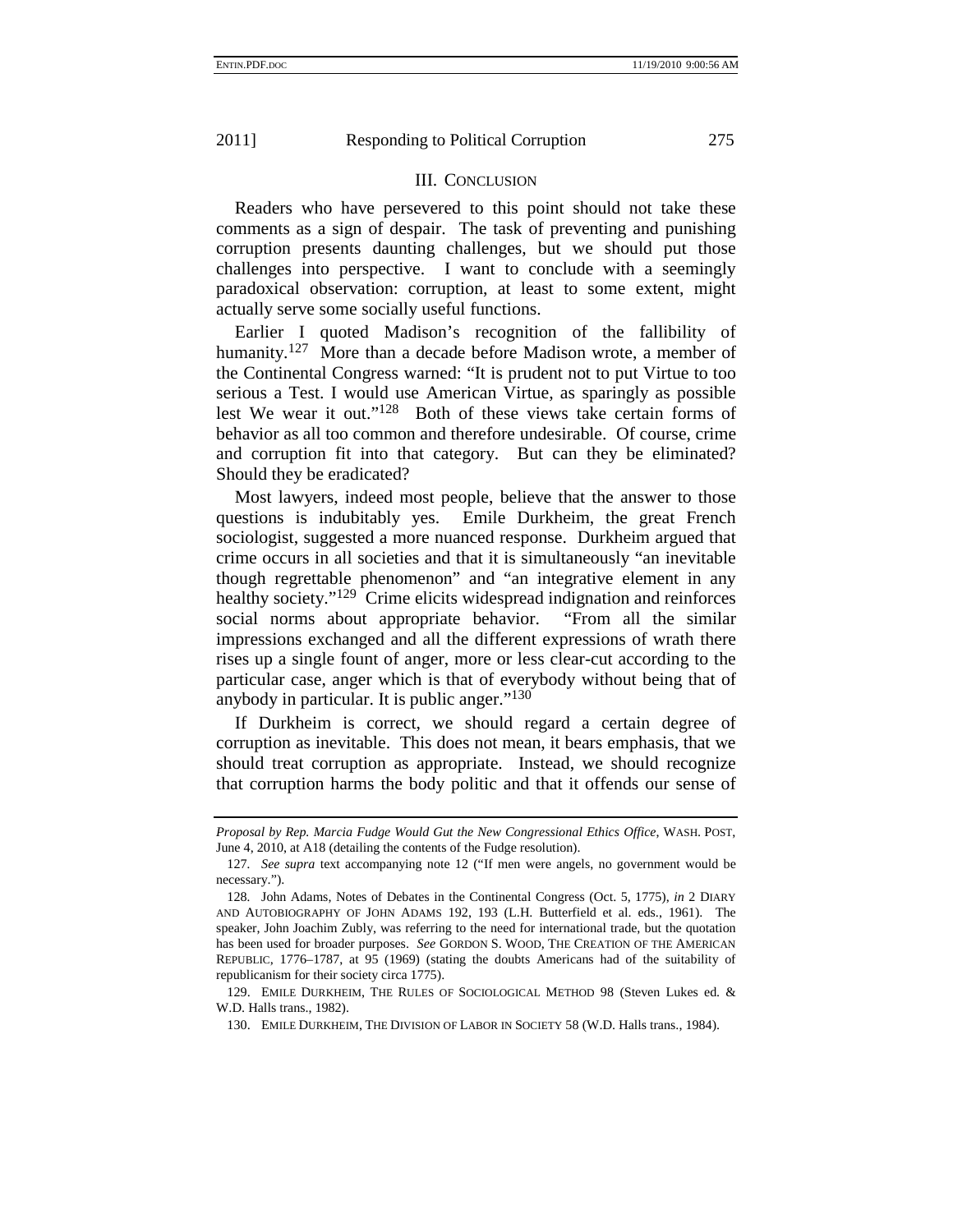## III. Conclusion

Readers who have persevered to this point should not take these comments as a sign of despair. The task of preventing and punishing corruption presents daunting challenges, but we should put those challenges into perspective. I want to conclude with a seemingly paradoxical observation: corruption, at least to some extent, might actually serve some socially useful functions.

Earlier I quoted Madison's recognition of the fallibility of humanity.[127] More than a decade before Madison wrote, a member of the Continental Congress warned: "It is prudent not to put Virtue to too serious a Test. I would use American Virtue, as sparingly as possible lest We wear it out."[128] Both of these views take certain forms of behavior as all too common and therefore undesirable. Of course, crime and corruption fit into that category. But can they be eliminated? Should they be eradicated?

Most lawyers, indeed most people, believe that the answer to those questions is indubitably yes. Emile Durkheim, the great French sociologist, suggested a more nuanced response. Durkheim argued that crime occurs in all societies and that it is simultaneously "an inevitable though regrettable phenomenon" and "an integrative element in any healthy society."[129] Crime elicits widespread indignation and reinforces social norms about appropriate behavior. "From all the similar impressions exchanged and all the different expressions of wrath there rises up a single fount of anger, more or less clear-cut according to the particular case, anger which is that of everybody without being that of anybody in particular. It is public anger."[130]

If Durkheim is correct, we should regard a certain degree of corruption as inevitable. This does not mean, it bears emphasis, that we should treat corruption as appropriate. Instead, we should recognize that corruption harms the body politic and that it offends our sense of

---

*Proposal by Rep. Marcia Fudge Would Gut the New Congressional Ethics Office*, WASH. POST, June 4, 2010, at A18 (detailing the contents of the Fudge resolution).

127. *See supra* text accompanying note 12 ("If men were angels, no government would be necessary.").

128. John Adams, Notes of Debates in the Continental Congress (Oct. 5, 1775), *in* 2 DIARY AND AUTOBIOGRAPHY OF JOHN ADAMS 192, 193 (L.H. Butterfield et al. eds., 1961). The speaker, John Joachim Zubly, was referring to the need for international trade, but the quotation has been used for broader purposes. *See* GORDON S. WOOD, THE CREATION OF THE AMERICAN REPUBLIC, 1776–1787, at 95 (1969) (stating the doubts Americans had of the suitability of republicanism for their society circa 1775).

129. EMILE DURKHEIM, THE RULES OF SOCIOLOGICAL METHOD 98 (Steven Lukes ed. & W.D. Halls trans., 1982).

130. EMILE DURKHEIM, THE DIVISION OF LABOR IN SOCIETY 58 (W.D. Halls trans., 1984).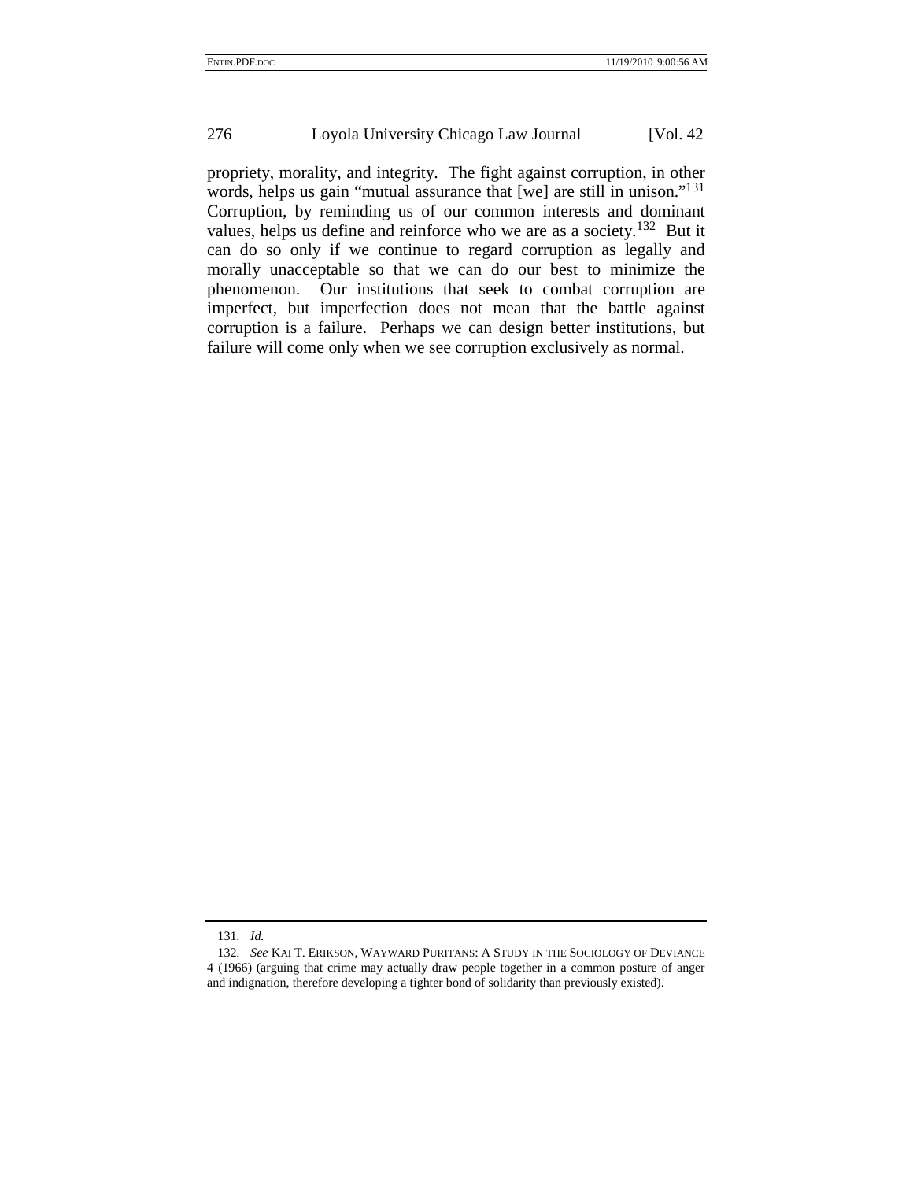propriety, morality, and integrity. The fight against corruption, in other words, helps us gain "mutual assurance that [we] are still in unison."[131] Corruption, by reminding us of our common interests and dominant values, helps us define and reinforce who we are as a society.[132] But it can do so only if we continue to regard corruption as legally and morally unacceptable so that we can do our best to minimize the phenomenon. Our institutions that seek to combat corruption are imperfect, but imperfection does not mean that the battle against corruption is a failure. Perhaps we can design better institutions, but failure will come only when we see corruption exclusively as normal.

---

131. *Id.*

132. *See* KAI T. ERIKSON, WAYWARD PURITANS: A STUDY IN THE SOCIOLOGY OF DEVIANCE 4 (1966) (arguing that crime may actually draw people together in a common posture of anger and indignation, therefore developing a tighter bond of solidarity than previously existed).